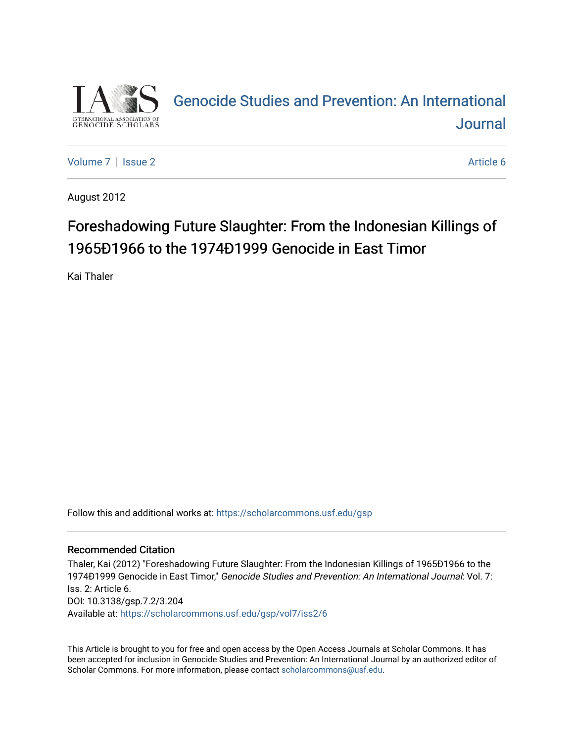# Genocide Studies and Prevention: An International Journal

Volume 7 | Issue 2 Article 6

August 2012

## Foreshadowing Future Slaughter: From the Indonesian Killings of 1965Ð1966 to the 1974Ð1999 Genocide in East Timor

Kai Thaler

Follow this and additional works at: https://scholarcommons.usf.edu/gsp

### Recommended Citation

Thaler, Kai (2012) "Foreshadowing Future Slaughter: From the Indonesian Killings of 1965Ð1966 to the 1974Ð1999 Genocide in East Timor," *Genocide Studies and Prevention: An International Journal*: Vol. 7: Iss. 2: Article 6.
DOI: 10.3138/gsp.7.2/3.204
Available at: https://scholarcommons.usf.edu/gsp/vol7/iss2/6

This Article is brought to you for free and open access by the Open Access Journals at Scholar Commons. It has been accepted for inclusion in Genocide Studies and Prevention: An International Journal by an authorized editor of Scholar Commons. For more information, please contact scholarcommons@usf.edu.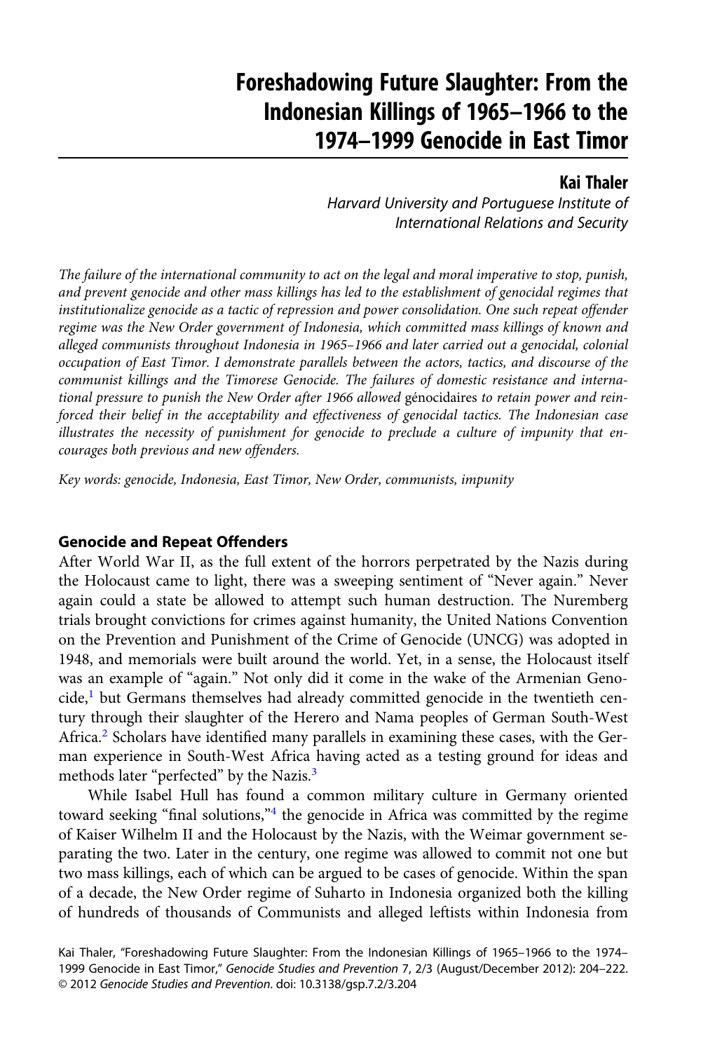# Foreshadowing Future Slaughter: From the Indonesian Killings of 1965–1966 to the 1974–1999 Genocide in East Timor

**Kai Thaler**

*Harvard University and Portuguese Institute of International Relations and Security*

*The failure of the international community to act on the legal and moral imperative to stop, punish, and prevent genocide and other mass killings has led to the establishment of genocidal regimes that institutionalize genocide as a tactic of repression and power consolidation. One such repeat offender regime was the New Order government of Indonesia, which committed mass killings of known and alleged communists throughout Indonesia in 1965–1966 and later carried out a genocidal, colonial occupation of East Timor. I demonstrate parallels between the actors, tactics, and discourse of the communist killings and the Timorese Genocide. The failures of domestic resistance and international pressure to punish the New Order after 1966 allowed* génocidaires *to retain power and reinforced their belief in the acceptability and effectiveness of genocidal tactics. The Indonesian case illustrates the necessity of punishment for genocide to preclude a culture of impunity that encourages both previous and new offenders.*

*Key words: genocide, Indonesia, East Timor, New Order, communists, impunity*

### Genocide and Repeat Offenders

After World War II, as the full extent of the horrors perpetrated by the Nazis during the Holocaust came to light, there was a sweeping sentiment of "Never again." Never again could a state be allowed to attempt such human destruction. The Nuremberg trials brought convictions for crimes against humanity, the United Nations Convention on the Prevention and Punishment of the Crime of Genocide (UNCG) was adopted in 1948, and memorials were built around the world. Yet, in a sense, the Holocaust itself was an example of "again." Not only did it come in the wake of the Armenian Genocide,[1] but Germans themselves had already committed genocide in the twentieth century through their slaughter of the Herero and Nama peoples of German South-West Africa.[2] Scholars have identified many parallels in examining these cases, with the German experience in South-West Africa having acted as a testing ground for ideas and methods later "perfected" by the Nazis.[3]

While Isabel Hull has found a common military culture in Germany oriented toward seeking "final solutions,"[4] the genocide in Africa was committed by the regime of Kaiser Wilhelm II and the Holocaust by the Nazis, with the Weimar government separating the two. Later in the century, one regime was allowed to commit not one but two mass killings, each of which can be argued to be cases of genocide. Within the span of a decade, the New Order regime of Suharto in Indonesia organized both the killing of hundreds of thousands of Communists and alleged leftists within Indonesia from

Kai Thaler, "Foreshadowing Future Slaughter: From the Indonesian Killings of 1965–1966 to the 1974–1999 Genocide in East Timor," *Genocide Studies and Prevention* 7, 2/3 (August/December 2012): 204–222. © 2012 *Genocide Studies and Prevention*. doi: 10.3138/gsp.7.2/3.204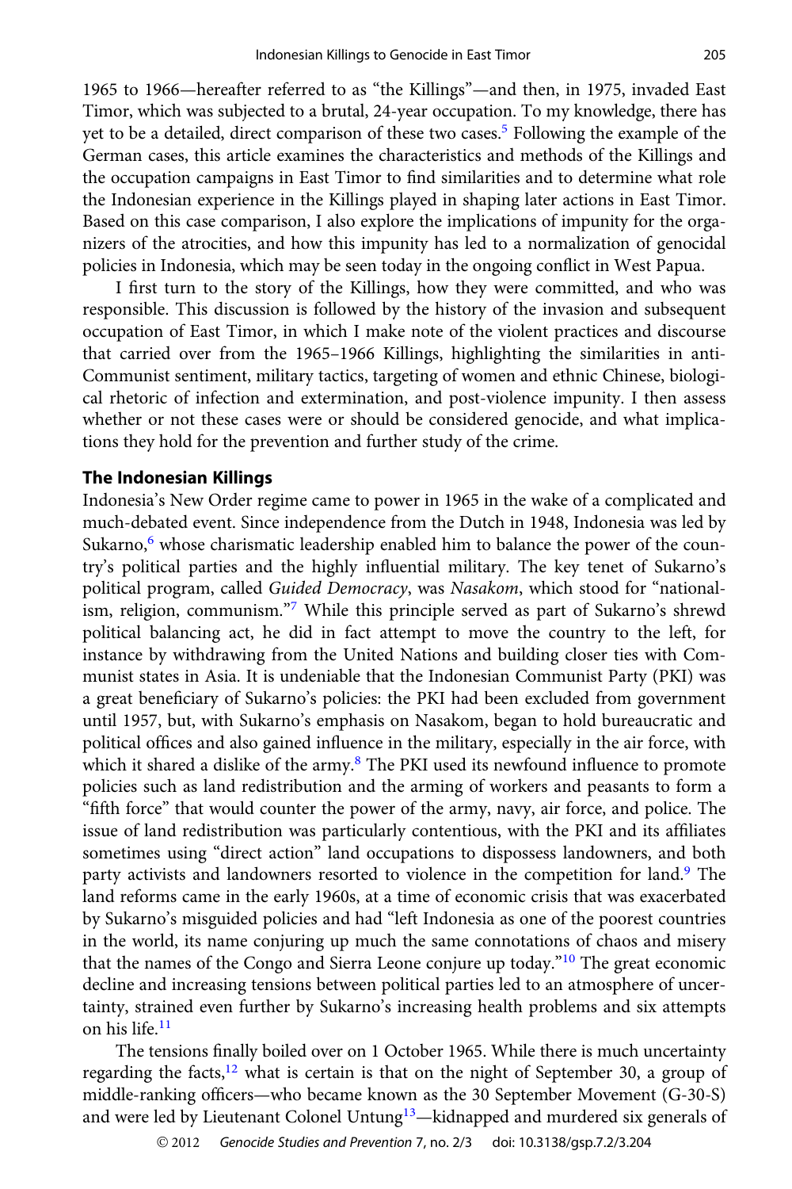1965 to 1966—hereafter referred to as "the Killings"—and then, in 1975, invaded East Timor, which was subjected to a brutal, 24-year occupation. To my knowledge, there has yet to be a detailed, direct comparison of these two cases.[5] Following the example of the German cases, this article examines the characteristics and methods of the Killings and the occupation campaigns in East Timor to find similarities and to determine what role the Indonesian experience in the Killings played in shaping later actions in East Timor. Based on this case comparison, I also explore the implications of impunity for the organizers of the atrocities, and how this impunity has led to a normalization of genocidal policies in Indonesia, which may be seen today in the ongoing conflict in West Papua.

I first turn to the story of the Killings, how they were committed, and who was responsible. This discussion is followed by the history of the invasion and subsequent occupation of East Timor, in which I make note of the violent practices and discourse that carried over from the 1965–1966 Killings, highlighting the similarities in anti-Communist sentiment, military tactics, targeting of women and ethnic Chinese, biological rhetoric of infection and extermination, and post-violence impunity. I then assess whether or not these cases were or should be considered genocide, and what implications they hold for the prevention and further study of the crime.

## The Indonesian Killings

Indonesia's New Order regime came to power in 1965 in the wake of a complicated and much-debated event. Since independence from the Dutch in 1948, Indonesia was led by Sukarno,[6] whose charismatic leadership enabled him to balance the power of the country's political parties and the highly influential military. The key tenet of Sukarno's political program, called *Guided Democracy*, was *Nasakom*, which stood for "nationalism, religion, communism."[7] While this principle served as part of Sukarno's shrewd political balancing act, he did in fact attempt to move the country to the left, for instance by withdrawing from the United Nations and building closer ties with Communist states in Asia. It is undeniable that the Indonesian Communist Party (PKI) was a great beneficiary of Sukarno's policies: the PKI had been excluded from government until 1957, but, with Sukarno's emphasis on Nasakom, began to hold bureaucratic and political offices and also gained influence in the military, especially in the air force, with which it shared a dislike of the army.[8] The PKI used its newfound influence to promote policies such as land redistribution and the arming of workers and peasants to form a "fifth force" that would counter the power of the army, navy, air force, and police. The issue of land redistribution was particularly contentious, with the PKI and its affiliates sometimes using "direct action" land occupations to dispossess landowners, and both party activists and landowners resorted to violence in the competition for land.[9] The land reforms came in the early 1960s, at a time of economic crisis that was exacerbated by Sukarno's misguided policies and had "left Indonesia as one of the poorest countries in the world, its name conjuring up much the same connotations of chaos and misery that the names of the Congo and Sierra Leone conjure up today."[10] The great economic decline and increasing tensions between political parties led to an atmosphere of uncertainty, strained even further by Sukarno's increasing health problems and six attempts on his life.[11]

The tensions finally boiled over on 1 October 1965. While there is much uncertainty regarding the facts,[12] what is certain is that on the night of September 30, a group of middle-ranking officers—who became known as the 30 September Movement (G-30-S) and were led by Lieutenant Colonel Untung[13]—kidnapped and murdered six generals of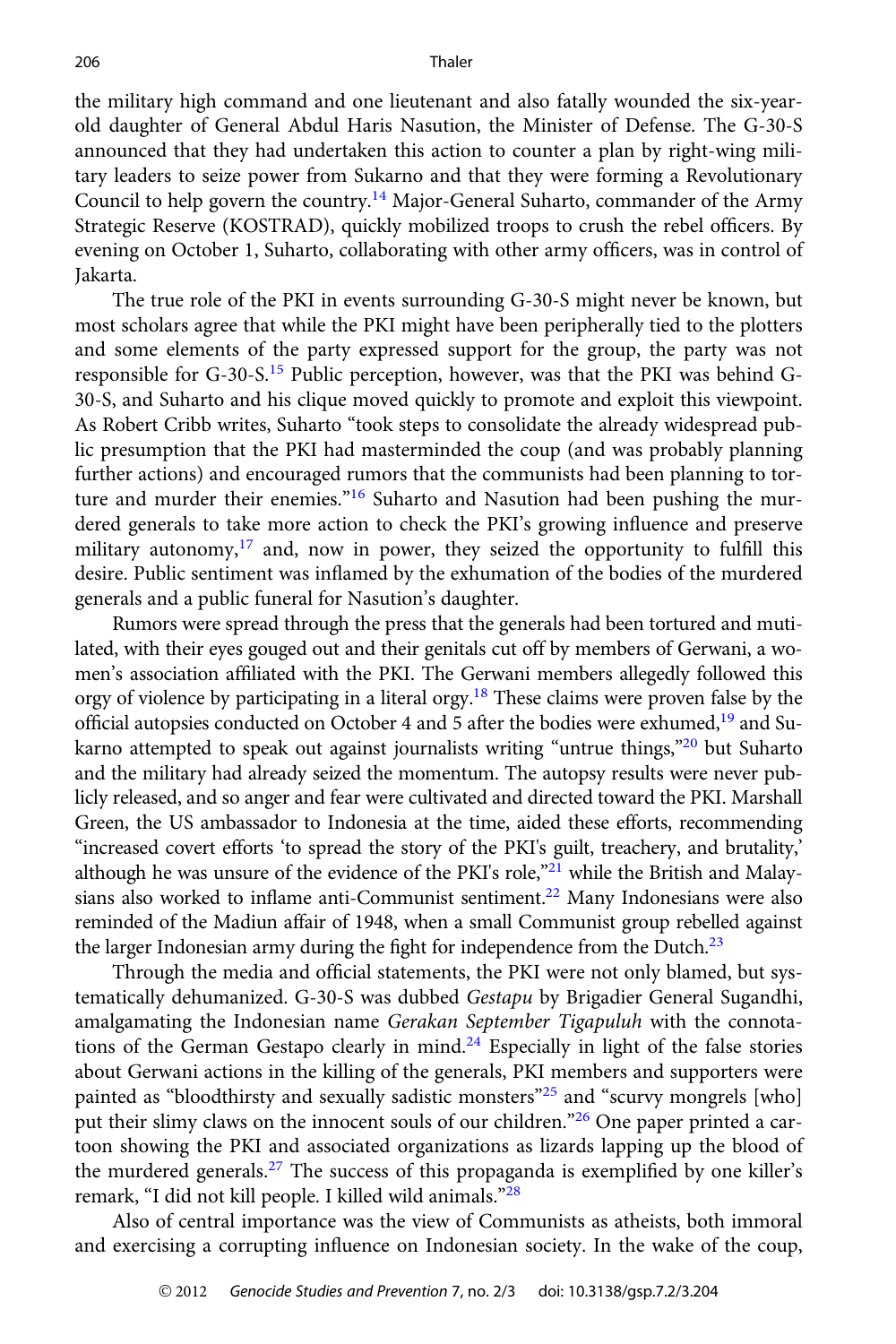the military high command and one lieutenant and also fatally wounded the six-year-old daughter of General Abdul Haris Nasution, the Minister of Defense. The G-30-S announced that they had undertaken this action to counter a plan by right-wing military leaders to seize power from Sukarno and that they were forming a Revolutionary Council to help govern the country.[14] Major-General Suharto, commander of the Army Strategic Reserve (KOSTRAD), quickly mobilized troops to crush the rebel officers. By evening on October 1, Suharto, collaborating with other army officers, was in control of Jakarta.

The true role of the PKI in events surrounding G-30-S might never be known, but most scholars agree that while the PKI might have been peripherally tied to the plotters and some elements of the party expressed support for the group, the party was not responsible for G-30-S.[15] Public perception, however, was that the PKI was behind G-30-S, and Suharto and his clique moved quickly to promote and exploit this viewpoint. As Robert Cribb writes, Suharto "took steps to consolidate the already widespread public presumption that the PKI had masterminded the coup (and was probably planning further actions) and encouraged rumors that the communists had been planning to torture and murder their enemies."[16] Suharto and Nasution had been pushing the murdered generals to take more action to check the PKI's growing influence and preserve military autonomy,[17] and, now in power, they seized the opportunity to fulfill this desire. Public sentiment was inflamed by the exhumation of the bodies of the murdered generals and a public funeral for Nasution's daughter.

Rumors were spread through the press that the generals had been tortured and mutilated, with their eyes gouged out and their genitals cut off by members of Gerwani, a women's association affiliated with the PKI. The Gerwani members allegedly followed this orgy of violence by participating in a literal orgy.[18] These claims were proven false by the official autopsies conducted on October 4 and 5 after the bodies were exhumed,[19] and Sukarno attempted to speak out against journalists writing "untrue things,"[20] but Suharto and the military had already seized the momentum. The autopsy results were never publicly released, and so anger and fear were cultivated and directed toward the PKI. Marshall Green, the US ambassador to Indonesia at the time, aided these efforts, recommending "increased covert efforts 'to spread the story of the PKI's guilt, treachery, and brutality,' although he was unsure of the evidence of the PKI's role,"[21] while the British and Malaysians also worked to inflame anti-Communist sentiment.[22] Many Indonesians were also reminded of the Madiun affair of 1948, when a small Communist group rebelled against the larger Indonesian army during the fight for independence from the Dutch.[23]

Through the media and official statements, the PKI were not only blamed, but systematically dehumanized. G-30-S was dubbed *Gestapu* by Brigadier General Sugandhi, amalgamating the Indonesian name *Gerakan September Tigapuluh* with the connotations of the German Gestapo clearly in mind.[24] Especially in light of the false stories about Gerwani actions in the killing of the generals, PKI members and supporters were painted as "bloodthirsty and sexually sadistic monsters"[25] and "scurvy mongrels [who] put their slimy claws on the innocent souls of our children."[26] One paper printed a cartoon showing the PKI and associated organizations as lizards lapping up the blood of the murdered generals.[27] The success of this propaganda is exemplified by one killer's remark, "I did not kill people. I killed wild animals."[28]

Also of central importance was the view of Communists as atheists, both immoral and exercising a corrupting influence on Indonesian society. In the wake of the coup,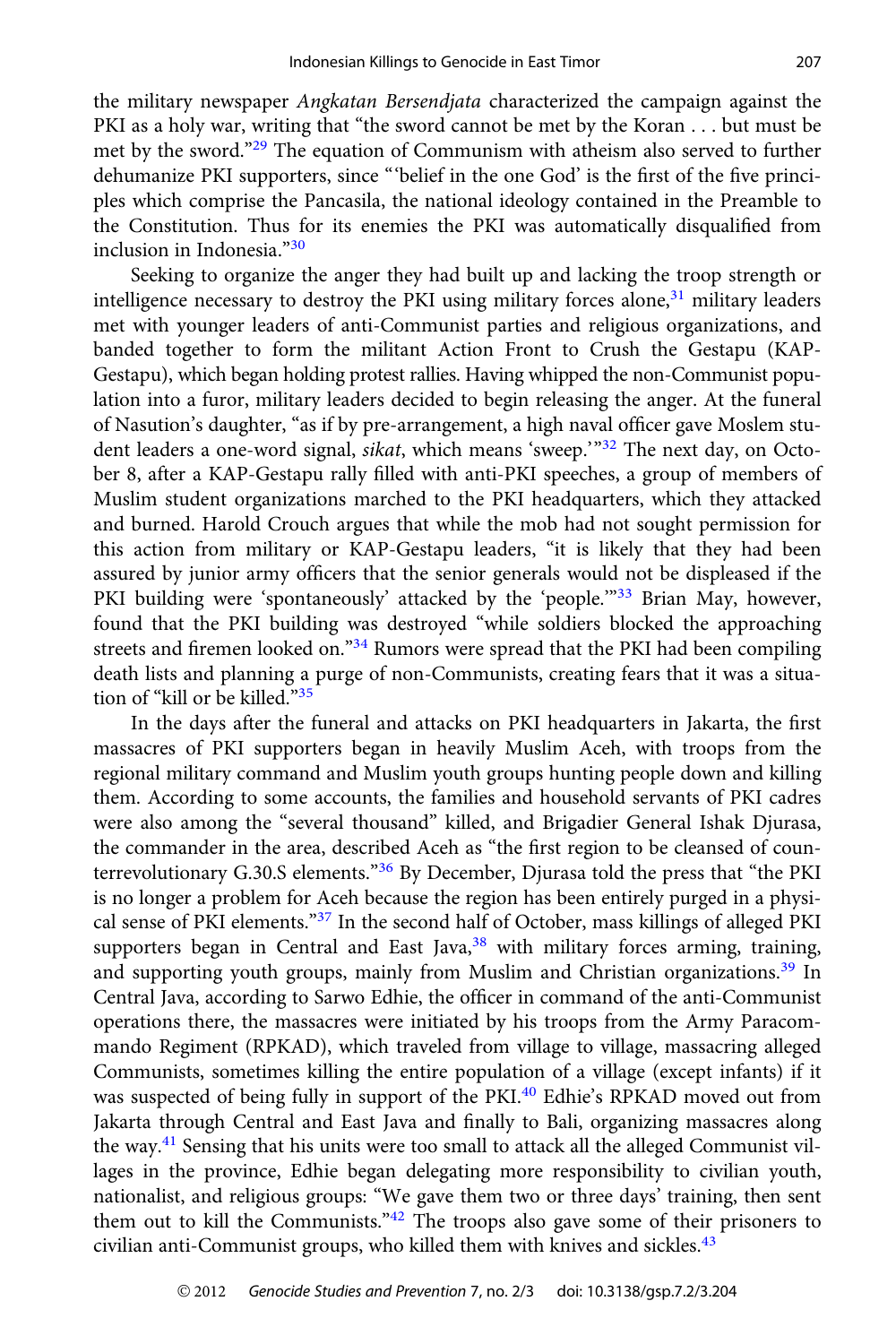the military newspaper *Angkatan Bersendjata* characterized the campaign against the PKI as a holy war, writing that "the sword cannot be met by the Koran . . . but must be met by the sword."[29] The equation of Communism with atheism also served to further dehumanize PKI supporters, since "'belief in the one God' is the first of the five principles which comprise the Pancasila, the national ideology contained in the Preamble to the Constitution. Thus for its enemies the PKI was automatically disqualified from inclusion in Indonesia."[30]

Seeking to organize the anger they had built up and lacking the troop strength or intelligence necessary to destroy the PKI using military forces alone,[31] military leaders met with younger leaders of anti-Communist parties and religious organizations, and banded together to form the militant Action Front to Crush the Gestapu (KAP-Gestapu), which began holding protest rallies. Having whipped the non-Communist population into a furor, military leaders decided to begin releasing the anger. At the funeral of Nasution's daughter, "as if by pre-arrangement, a high naval officer gave Moslem student leaders a one-word signal, *sikat*, which means 'sweep.'"[32] The next day, on October 8, after a KAP-Gestapu rally filled with anti-PKI speeches, a group of members of Muslim student organizations marched to the PKI headquarters, which they attacked and burned. Harold Crouch argues that while the mob had not sought permission for this action from military or KAP-Gestapu leaders, "it is likely that they had been assured by junior army officers that the senior generals would not be displeased if the PKI building were 'spontaneously' attacked by the 'people.'"[33] Brian May, however, found that the PKI building was destroyed "while soldiers blocked the approaching streets and firemen looked on."[34] Rumors were spread that the PKI had been compiling death lists and planning a purge of non-Communists, creating fears that it was a situation of "kill or be killed."[35]

In the days after the funeral and attacks on PKI headquarters in Jakarta, the first massacres of PKI supporters began in heavily Muslim Aceh, with troops from the regional military command and Muslim youth groups hunting people down and killing them. According to some accounts, the families and household servants of PKI cadres were also among the "several thousand" killed, and Brigadier General Ishak Djurasa, the commander in the area, described Aceh as "the first region to be cleansed of counterrevolutionary G.30.S elements."[36] By December, Djurasa told the press that "the PKI is no longer a problem for Aceh because the region has been entirely purged in a physical sense of PKI elements."[37] In the second half of October, mass killings of alleged PKI supporters began in Central and East Java,[38] with military forces arming, training, and supporting youth groups, mainly from Muslim and Christian organizations.[39] In Central Java, according to Sarwo Edhie, the officer in command of the anti-Communist operations there, the massacres were initiated by his troops from the Army Paracommando Regiment (RPKAD), which traveled from village to village, massacring alleged Communists, sometimes killing the entire population of a village (except infants) if it was suspected of being fully in support of the PKI.[40] Edhie's RPKAD moved out from Jakarta through Central and East Java and finally to Bali, organizing massacres along the way.[41] Sensing that his units were too small to attack all the alleged Communist villages in the province, Edhie began delegating more responsibility to civilian youth, nationalist, and religious groups: "We gave them two or three days' training, then sent them out to kill the Communists."[42] The troops also gave some of their prisoners to civilian anti-Communist groups, who killed them with knives and sickles.[43]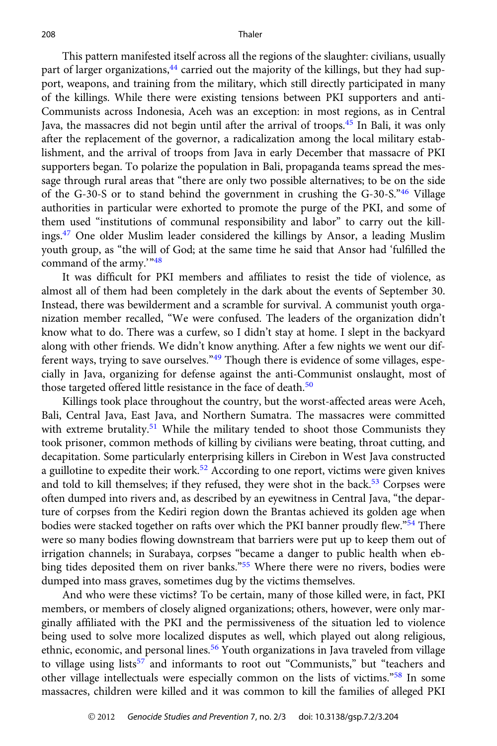This pattern manifested itself across all the regions of the slaughter: civilians, usually part of larger organizations,[44] carried out the majority of the killings, but they had support, weapons, and training from the military, which still directly participated in many of the killings. While there were existing tensions between PKI supporters and anti-Communists across Indonesia, Aceh was an exception: in most regions, as in Central Java, the massacres did not begin until after the arrival of troops.[45] In Bali, it was only after the replacement of the governor, a radicalization among the local military establishment, and the arrival of troops from Java in early December that massacre of PKI supporters began. To polarize the population in Bali, propaganda teams spread the message through rural areas that "there are only two possible alternatives; to be on the side of the G-30-S or to stand behind the government in crushing the G-30-S."[46] Village authorities in particular were exhorted to promote the purge of the PKI, and some of them used "institutions of communal responsibility and labor" to carry out the killings.[47] One older Muslim leader considered the killings by Ansor, a leading Muslim youth group, as "the will of God; at the same time he said that Ansor had 'fulfilled the command of the army.'"[48]

It was difficult for PKI members and affiliates to resist the tide of violence, as almost all of them had been completely in the dark about the events of September 30. Instead, there was bewilderment and a scramble for survival. A communist youth organization member recalled, "We were confused. The leaders of the organization didn't know what to do. There was a curfew, so I didn't stay at home. I slept in the backyard along with other friends. We didn't know anything. After a few nights we went our different ways, trying to save ourselves."[49] Though there is evidence of some villages, especially in Java, organizing for defense against the anti-Communist onslaught, most of those targeted offered little resistance in the face of death.[50]

Killings took place throughout the country, but the worst-affected areas were Aceh, Bali, Central Java, East Java, and Northern Sumatra. The massacres were committed with extreme brutality.[51] While the military tended to shoot those Communists they took prisoner, common methods of killing by civilians were beating, throat cutting, and decapitation. Some particularly enterprising killers in Cirebon in West Java constructed a guillotine to expedite their work.[52] According to one report, victims were given knives and told to kill themselves; if they refused, they were shot in the back.[53] Corpses were often dumped into rivers and, as described by an eyewitness in Central Java, "the departure of corpses from the Kediri region down the Brantas achieved its golden age when bodies were stacked together on rafts over which the PKI banner proudly flew."[54] There were so many bodies flowing downstream that barriers were put up to keep them out of irrigation channels; in Surabaya, corpses "became a danger to public health when ebbing tides deposited them on river banks."[55] Where there were no rivers, bodies were dumped into mass graves, sometimes dug by the victims themselves.

And who were these victims? To be certain, many of those killed were, in fact, PKI members, or members of closely aligned organizations; others, however, were only marginally affiliated with the PKI and the permissiveness of the situation led to violence being used to solve more localized disputes as well, which played out along religious, ethnic, economic, and personal lines.[56] Youth organizations in Java traveled from village to village using lists[57] and informants to root out "Communists," but "teachers and other village intellectuals were especially common on the lists of victims."[58] In some massacres, children were killed and it was common to kill the families of alleged PKI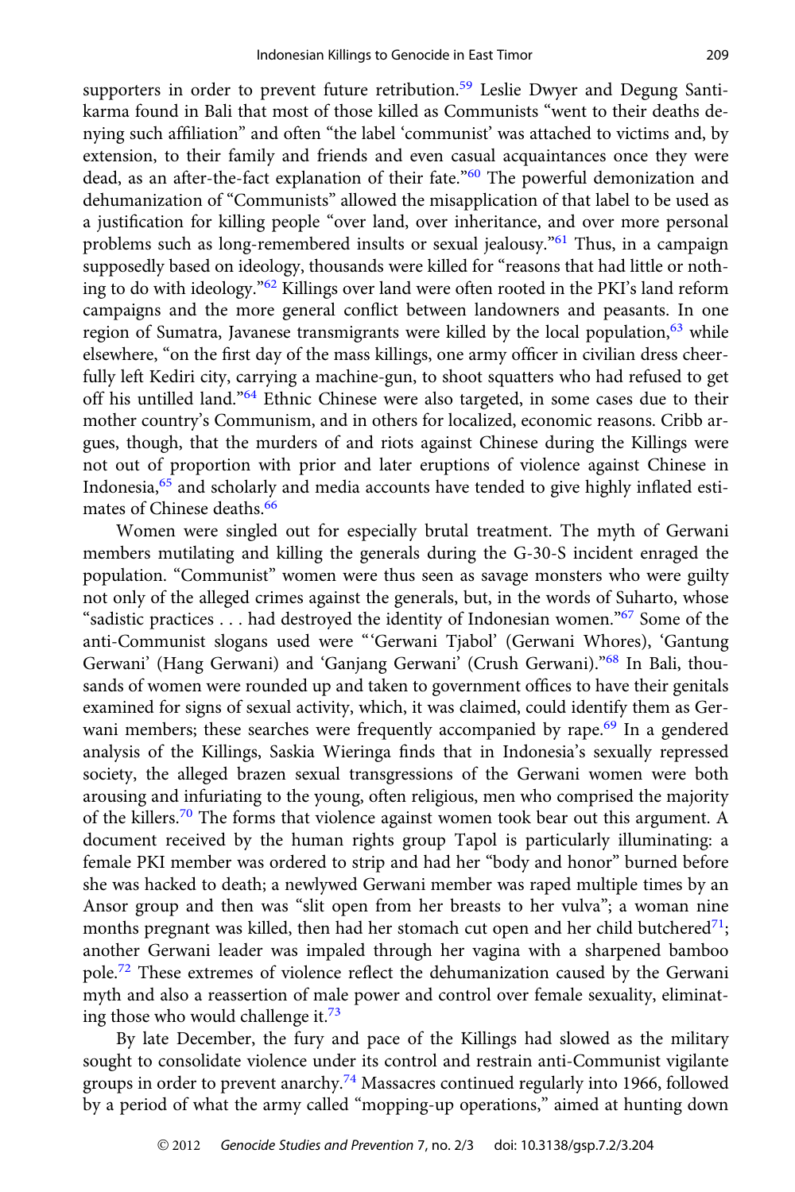supporters in order to prevent future retribution.[59] Leslie Dwyer and Degung Santikarma found in Bali that most of those killed as Communists "went to their deaths denying such affiliation" and often "the label 'communist' was attached to victims and, by extension, to their family and friends and even casual acquaintances once they were dead, as an after-the-fact explanation of their fate."[60] The powerful demonization and dehumanization of "Communists" allowed the misapplication of that label to be used as a justification for killing people "over land, over inheritance, and over more personal problems such as long-remembered insults or sexual jealousy."[61] Thus, in a campaign supposedly based on ideology, thousands were killed for "reasons that had little or nothing to do with ideology."[62] Killings over land were often rooted in the PKI's land reform campaigns and the more general conflict between landowners and peasants. In one region of Sumatra, Javanese transmigrants were killed by the local population,[63] while elsewhere, "on the first day of the mass killings, one army officer in civilian dress cheerfully left Kediri city, carrying a machine-gun, to shoot squatters who had refused to get off his untilled land."[64] Ethnic Chinese were also targeted, in some cases due to their mother country's Communism, and in others for localized, economic reasons. Cribb argues, though, that the murders of and riots against Chinese during the Killings were not out of proportion with prior and later eruptions of violence against Chinese in Indonesia,[65] and scholarly and media accounts have tended to give highly inflated estimates of Chinese deaths.[66]

Women were singled out for especially brutal treatment. The myth of Gerwani members mutilating and killing the generals during the G-30-S incident enraged the population. "Communist" women were thus seen as savage monsters who were guilty not only of the alleged crimes against the generals, but, in the words of Suharto, whose "sadistic practices . . . had destroyed the identity of Indonesian women."[67] Some of the anti-Communist slogans used were "'Gerwani Tjabol' (Gerwani Whores), 'Gantung Gerwani' (Hang Gerwani) and 'Ganjang Gerwani' (Crush Gerwani)."[68] In Bali, thousands of women were rounded up and taken to government offices to have their genitals examined for signs of sexual activity, which, it was claimed, could identify them as Gerwani members; these searches were frequently accompanied by rape.[69] In a gendered analysis of the Killings, Saskia Wieringa finds that in Indonesia's sexually repressed society, the alleged brazen sexual transgressions of the Gerwani women were both arousing and infuriating to the young, often religious, men who comprised the majority of the killers.[70] The forms that violence against women took bear out this argument. A document received by the human rights group Tapol is particularly illuminating: a female PKI member was ordered to strip and had her "body and honor" burned before she was hacked to death; a newlywed Gerwani member was raped multiple times by an Ansor group and then was "slit open from her breasts to her vulva"; a woman nine months pregnant was killed, then had her stomach cut open and her child butchered[71]; another Gerwani leader was impaled through her vagina with a sharpened bamboo pole.[72] These extremes of violence reflect the dehumanization caused by the Gerwani myth and also a reassertion of male power and control over female sexuality, eliminating those who would challenge it.[73]

By late December, the fury and pace of the Killings had slowed as the military sought to consolidate violence under its control and restrain anti-Communist vigilante groups in order to prevent anarchy.[74] Massacres continued regularly into 1966, followed by a period of what the army called "mopping-up operations," aimed at hunting down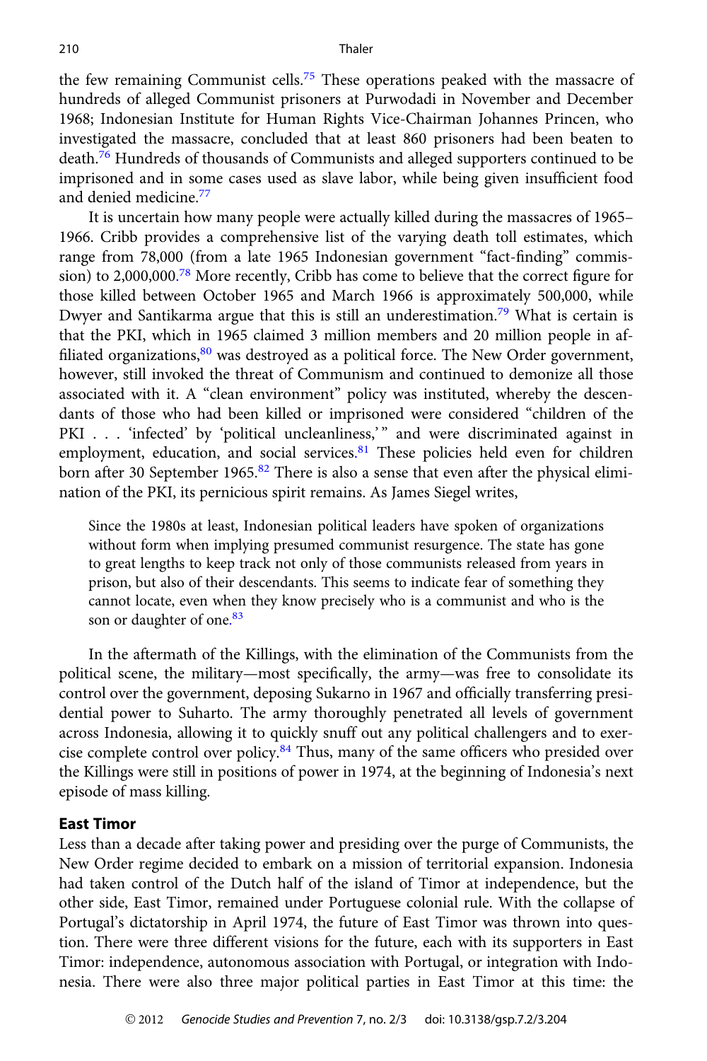the few remaining Communist cells.[75] These operations peaked with the massacre of hundreds of alleged Communist prisoners at Purwodadi in November and December 1968; Indonesian Institute for Human Rights Vice-Chairman Johannes Princen, who investigated the massacre, concluded that at least 860 prisoners had been beaten to death.[76] Hundreds of thousands of Communists and alleged supporters continued to be imprisoned and in some cases used as slave labor, while being given insufficient food and denied medicine.[77]

It is uncertain how many people were actually killed during the massacres of 1965–1966. Cribb provides a comprehensive list of the varying death toll estimates, which range from 78,000 (from a late 1965 Indonesian government "fact-finding" commission) to 2,000,000.[78] More recently, Cribb has come to believe that the correct figure for those killed between October 1965 and March 1966 is approximately 500,000, while Dwyer and Santikarma argue that this is still an underestimation.[79] What is certain is that the PKI, which in 1965 claimed 3 million members and 20 million people in affiliated organizations,[80] was destroyed as a political force. The New Order government, however, still invoked the threat of Communism and continued to demonize all those associated with it. A "clean environment" policy was instituted, whereby the descendants of those who had been killed or imprisoned were considered "children of the PKI . . . 'infected' by 'political uncleanliness,'" and were discriminated against in employment, education, and social services.[81] These policies held even for children born after 30 September 1965.[82] There is also a sense that even after the physical elimination of the PKI, its pernicious spirit remains. As James Siegel writes,

> Since the 1980s at least, Indonesian political leaders have spoken of organizations without form when implying presumed communist resurgence. The state has gone to great lengths to keep track not only of those communists released from years in prison, but also of their descendants. This seems to indicate fear of something they cannot locate, even when they know precisely who is a communist and who is the son or daughter of one.[83]

In the aftermath of the Killings, with the elimination of the Communists from the political scene, the military—most specifically, the army—was free to consolidate its control over the government, deposing Sukarno in 1967 and officially transferring presidential power to Suharto. The army thoroughly penetrated all levels of government across Indonesia, allowing it to quickly snuff out any political challengers and to exercise complete control over policy.[84] Thus, many of the same officers who presided over the Killings were still in positions of power in 1974, at the beginning of Indonesia's next episode of mass killing.

## East Timor

Less than a decade after taking power and presiding over the purge of Communists, the New Order regime decided to embark on a mission of territorial expansion. Indonesia had taken control of the Dutch half of the island of Timor at independence, but the other side, East Timor, remained under Portuguese colonial rule. With the collapse of Portugal's dictatorship in April 1974, the future of East Timor was thrown into question. There were three different visions for the future, each with its supporters in East Timor: independence, autonomous association with Portugal, or integration with Indonesia. There were also three major political parties in East Timor at this time: the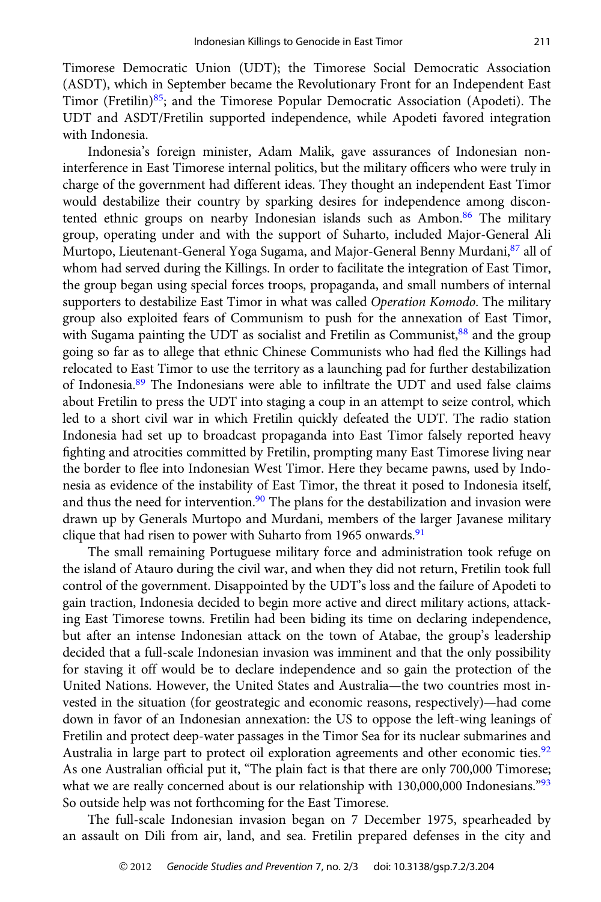Timorese Democratic Union (UDT); the Timorese Social Democratic Association (ASDT), which in September became the Revolutionary Front for an Independent East Timor (Fretilin)[85]; and the Timorese Popular Democratic Association (Apodeti). The UDT and ASDT/Fretilin supported independence, while Apodeti favored integration with Indonesia.

Indonesia's foreign minister, Adam Malik, gave assurances of Indonesian non-interference in East Timorese internal politics, but the military officers who were truly in charge of the government had different ideas. They thought an independent East Timor would destabilize their country by sparking desires for independence among discontented ethnic groups on nearby Indonesian islands such as Ambon.[86] The military group, operating under and with the support of Suharto, included Major-General Ali Murtopo, Lieutenant-General Yoga Sugama, and Major-General Benny Murdani,[87] all of whom had served during the Killings. In order to facilitate the integration of East Timor, the group began using special forces troops, propaganda, and small numbers of internal supporters to destabilize East Timor in what was called *Operation Komodo*. The military group also exploited fears of Communism to push for the annexation of East Timor, with Sugama painting the UDT as socialist and Fretilin as Communist,[88] and the group going so far as to allege that ethnic Chinese Communists who had fled the Killings had relocated to East Timor to use the territory as a launching pad for further destabilization of Indonesia.[89] The Indonesians were able to infiltrate the UDT and used false claims about Fretilin to press the UDT into staging a coup in an attempt to seize control, which led to a short civil war in which Fretilin quickly defeated the UDT. The radio station Indonesia had set up to broadcast propaganda into East Timor falsely reported heavy fighting and atrocities committed by Fretilin, prompting many East Timorese living near the border to flee into Indonesian West Timor. Here they became pawns, used by Indonesia as evidence of the instability of East Timor, the threat it posed to Indonesia itself, and thus the need for intervention.[90] The plans for the destabilization and invasion were drawn up by Generals Murtopo and Murdani, members of the larger Javanese military clique that had risen to power with Suharto from 1965 onwards.[91]

The small remaining Portuguese military force and administration took refuge on the island of Atauro during the civil war, and when they did not return, Fretilin took full control of the government. Disappointed by the UDT's loss and the failure of Apodeti to gain traction, Indonesia decided to begin more active and direct military actions, attacking East Timorese towns. Fretilin had been biding its time on declaring independence, but after an intense Indonesian attack on the town of Atabae, the group's leadership decided that a full-scale Indonesian invasion was imminent and that the only possibility for staving it off would be to declare independence and so gain the protection of the United Nations. However, the United States and Australia—the two countries most invested in the situation (for geostrategic and economic reasons, respectively)—had come down in favor of an Indonesian annexation: the US to oppose the left-wing leanings of Fretilin and protect deep-water passages in the Timor Sea for its nuclear submarines and Australia in large part to protect oil exploration agreements and other economic ties.[92] As one Australian official put it, "The plain fact is that there are only 700,000 Timorese; what we are really concerned about is our relationship with 130,000,000 Indonesians."[93] So outside help was not forthcoming for the East Timorese.

The full-scale Indonesian invasion began on 7 December 1975, spearheaded by an assault on Dili from air, land, and sea. Fretilin prepared defenses in the city and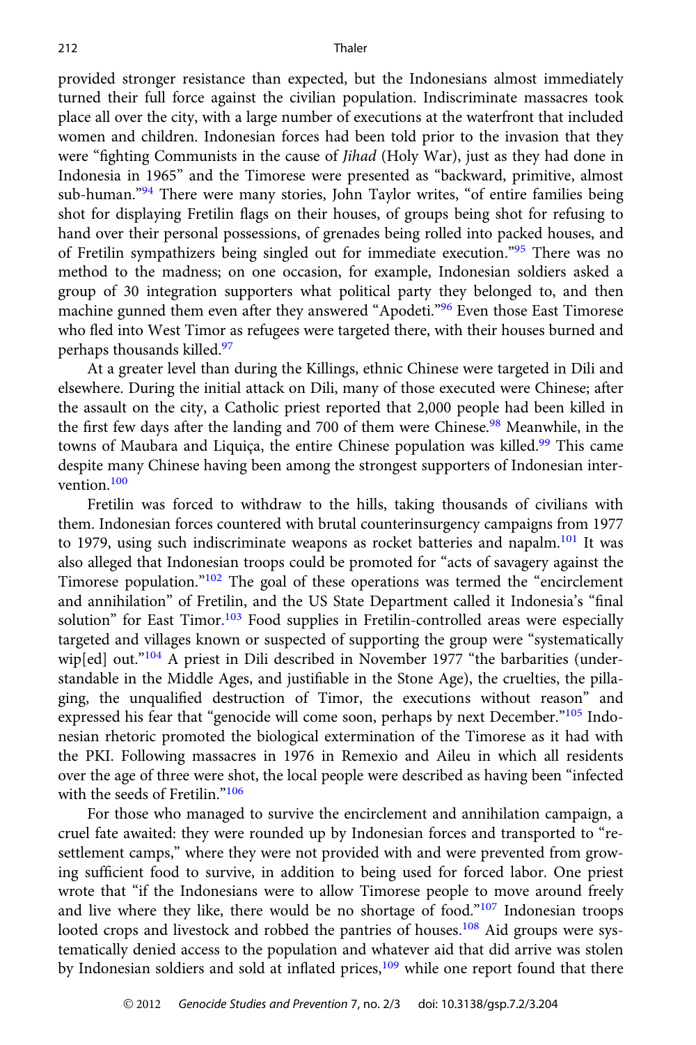provided stronger resistance than expected, but the Indonesians almost immediately turned their full force against the civilian population. Indiscriminate massacres took place all over the city, with a large number of executions at the waterfront that included women and children. Indonesian forces had been told prior to the invasion that they were "fighting Communists in the cause of *Jihad* (Holy War), just as they had done in Indonesia in 1965" and the Timorese were presented as "backward, primitive, almost sub-human."[94] There were many stories, John Taylor writes, "of entire families being shot for displaying Fretilin flags on their houses, of groups being shot for refusing to hand over their personal possessions, of grenades being rolled into packed houses, and of Fretilin sympathizers being singled out for immediate execution."[95] There was no method to the madness; on one occasion, for example, Indonesian soldiers asked a group of 30 integration supporters what political party they belonged to, and then machine gunned them even after they answered "Apodeti."[96] Even those East Timorese who fled into West Timor as refugees were targeted there, with their houses burned and perhaps thousands killed.[97]

At a greater level than during the Killings, ethnic Chinese were targeted in Dili and elsewhere. During the initial attack on Dili, many of those executed were Chinese; after the assault on the city, a Catholic priest reported that 2,000 people had been killed in the first few days after the landing and 700 of them were Chinese.[98] Meanwhile, in the towns of Maubara and Liquiça, the entire Chinese population was killed.[99] This came despite many Chinese having been among the strongest supporters of Indonesian intervention.[100]

Fretilin was forced to withdraw to the hills, taking thousands of civilians with them. Indonesian forces countered with brutal counterinsurgency campaigns from 1977 to 1979, using such indiscriminate weapons as rocket batteries and napalm.[101] It was also alleged that Indonesian troops could be promoted for "acts of savagery against the Timorese population."[102] The goal of these operations was termed the "encirclement and annihilation" of Fretilin, and the US State Department called it Indonesia's "final solution" for East Timor.[103] Food supplies in Fretilin-controlled areas were especially targeted and villages known or suspected of supporting the group were "systematically wip[ed] out."[104] A priest in Dili described in November 1977 "the barbarities (understandable in the Middle Ages, and justifiable in the Stone Age), the cruelties, the pillaging, the unqualified destruction of Timor, the executions without reason" and expressed his fear that "genocide will come soon, perhaps by next December."[105] Indonesian rhetoric promoted the biological extermination of the Timorese as it had with the PKI. Following massacres in 1976 in Remexio and Aileu in which all residents over the age of three were shot, the local people were described as having been "infected with the seeds of Fretilin."[106]

For those who managed to survive the encirclement and annihilation campaign, a cruel fate awaited: they were rounded up by Indonesian forces and transported to "resettlement camps," where they were not provided with and were prevented from growing sufficient food to survive, in addition to being used for forced labor. One priest wrote that "if the Indonesians were to allow Timorese people to move around freely and live where they like, there would be no shortage of food."[107] Indonesian troops looted crops and livestock and robbed the pantries of houses.[108] Aid groups were systematically denied access to the population and whatever aid that did arrive was stolen by Indonesian soldiers and sold at inflated prices,[109] while one report found that there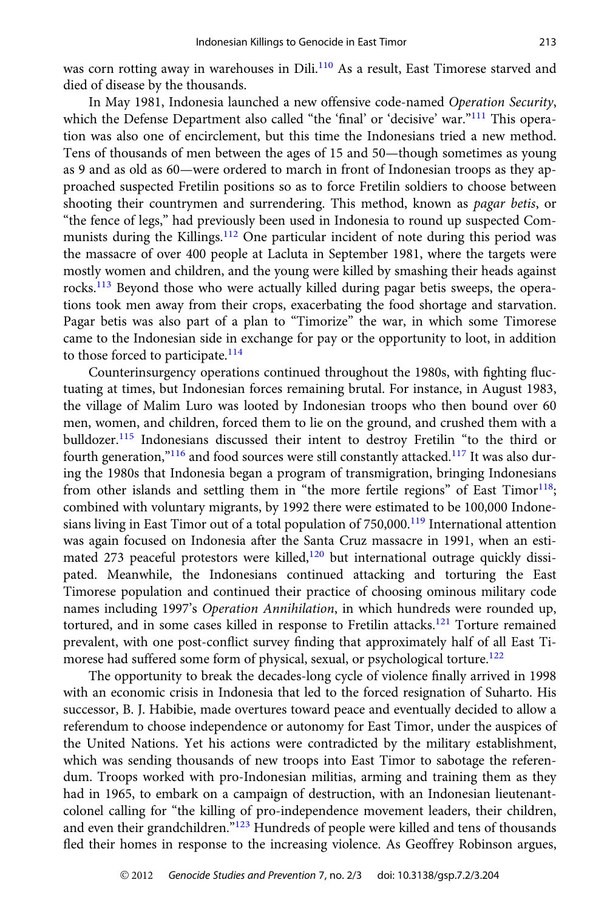was corn rotting away in warehouses in Dili.[110] As a result, East Timorese starved and died of disease by the thousands.

In May 1981, Indonesia launched a new offensive code-named *Operation Security*, which the Defense Department also called "the 'final' or 'decisive' war."[111] This operation was also one of encirclement, but this time the Indonesians tried a new method. Tens of thousands of men between the ages of 15 and 50—though sometimes as young as 9 and as old as 60—were ordered to march in front of Indonesian troops as they approached suspected Fretilin positions so as to force Fretilin soldiers to choose between shooting their countrymen and surrendering. This method, known as *pagar betis*, or "the fence of legs," had previously been used in Indonesia to round up suspected Communists during the Killings.[112] One particular incident of note during this period was the massacre of over 400 people at Lacluta in September 1981, where the targets were mostly women and children, and the young were killed by smashing their heads against rocks.[113] Beyond those who were actually killed during pagar betis sweeps, the operations took men away from their crops, exacerbating the food shortage and starvation. Pagar betis was also part of a plan to "Timorize" the war, in which some Timorese came to the Indonesian side in exchange for pay or the opportunity to loot, in addition to those forced to participate.[114]

Counterinsurgency operations continued throughout the 1980s, with fighting fluctuating at times, but Indonesian forces remaining brutal. For instance, in August 1983, the village of Malim Luro was looted by Indonesian troops who then bound over 60 men, women, and children, forced them to lie on the ground, and crushed them with a bulldozer.[115] Indonesians discussed their intent to destroy Fretilin "to the third or fourth generation,"[116] and food sources were still constantly attacked.[117] It was also during the 1980s that Indonesia began a program of transmigration, bringing Indonesians from other islands and settling them in "the more fertile regions" of East Timor[118]; combined with voluntary migrants, by 1992 there were estimated to be 100,000 Indonesians living in East Timor out of a total population of 750,000.[119] International attention was again focused on Indonesia after the Santa Cruz massacre in 1991, when an estimated 273 peaceful protestors were killed,[120] but international outrage quickly dissipated. Meanwhile, the Indonesians continued attacking and torturing the East Timorese population and continued their practice of choosing ominous military code names including 1997's *Operation Annihilation*, in which hundreds were rounded up, tortured, and in some cases killed in response to Fretilin attacks.[121] Torture remained prevalent, with one post-conflict survey finding that approximately half of all East Timorese had suffered some form of physical, sexual, or psychological torture.[122]

The opportunity to break the decades-long cycle of violence finally arrived in 1998 with an economic crisis in Indonesia that led to the forced resignation of Suharto. His successor, B. J. Habibie, made overtures toward peace and eventually decided to allow a referendum to choose independence or autonomy for East Timor, under the auspices of the United Nations. Yet his actions were contradicted by the military establishment, which was sending thousands of new troops into East Timor to sabotage the referendum. Troops worked with pro-Indonesian militias, arming and training them as they had in 1965, to embark on a campaign of destruction, with an Indonesian lieutenant-colonel calling for "the killing of pro-independence movement leaders, their children, and even their grandchildren."[123] Hundreds of people were killed and tens of thousands fled their homes in response to the increasing violence. As Geoffrey Robinson argues,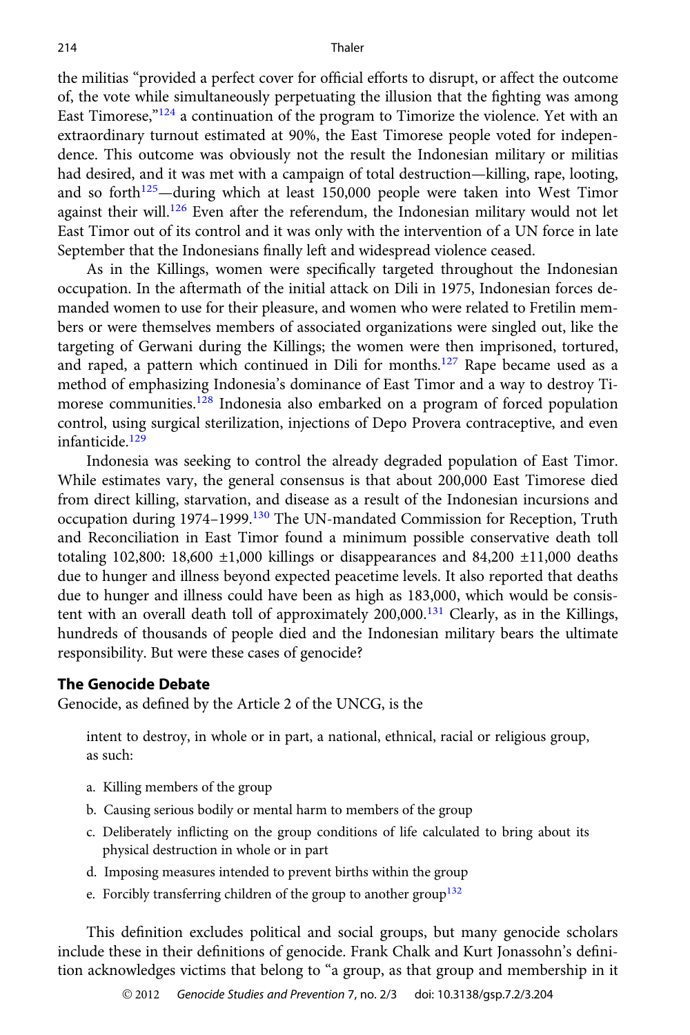the militias "provided a perfect cover for official efforts to disrupt, or affect the outcome of, the vote while simultaneously perpetuating the illusion that the fighting was among East Timorese,"[124] a continuation of the program to Timorize the violence. Yet with an extraordinary turnout estimated at 90%, the East Timorese people voted for independence. This outcome was obviously not the result the Indonesian military or militias had desired, and it was met with a campaign of total destruction—killing, rape, looting, and so forth[125]—during which at least 150,000 people were taken into West Timor against their will.[126] Even after the referendum, the Indonesian military would not let East Timor out of its control and it was only with the intervention of a UN force in late September that the Indonesians finally left and widespread violence ceased.

As in the Killings, women were specifically targeted throughout the Indonesian occupation. In the aftermath of the initial attack on Dili in 1975, Indonesian forces demanded women to use for their pleasure, and women who were related to Fretilin members or were themselves members of associated organizations were singled out, like the targeting of Gerwani during the Killings; the women were then imprisoned, tortured, and raped, a pattern which continued in Dili for months.[127] Rape became used as a method of emphasizing Indonesia's dominance of East Timor and a way to destroy Timorese communities.[128] Indonesia also embarked on a program of forced population control, using surgical sterilization, injections of Depo Provera contraceptive, and even infanticide.[129]

Indonesia was seeking to control the already degraded population of East Timor. While estimates vary, the general consensus is that about 200,000 East Timorese died from direct killing, starvation, and disease as a result of the Indonesian incursions and occupation during 1974–1999.[130] The UN-mandated Commission for Reception, Truth and Reconciliation in East Timor found a minimum possible conservative death toll totaling 102,800: 18,600 ±1,000 killings or disappearances and 84,200 ±11,000 deaths due to hunger and illness beyond expected peacetime levels. It also reported that deaths due to hunger and illness could have been as high as 183,000, which would be consistent with an overall death toll of approximately 200,000.[131] Clearly, as in the Killings, hundreds of thousands of people died and the Indonesian military bears the ultimate responsibility. But were these cases of genocide?

## The Genocide Debate

Genocide, as defined by the Article 2 of the UNCG, is the

> intent to destroy, in whole or in part, a national, ethnical, racial or religious group, as such:
>
> a. Killing members of the group
> b. Causing serious bodily or mental harm to members of the group
> c. Deliberately inflicting on the group conditions of life calculated to bring about its physical destruction in whole or in part
> d. Imposing measures intended to prevent births within the group
> e. Forcibly transferring children of the group to another group[132]

This definition excludes political and social groups, but many genocide scholars include these in their definitions of genocide. Frank Chalk and Kurt Jonassohn's definition acknowledges victims that belong to "a group, as that group and membership in it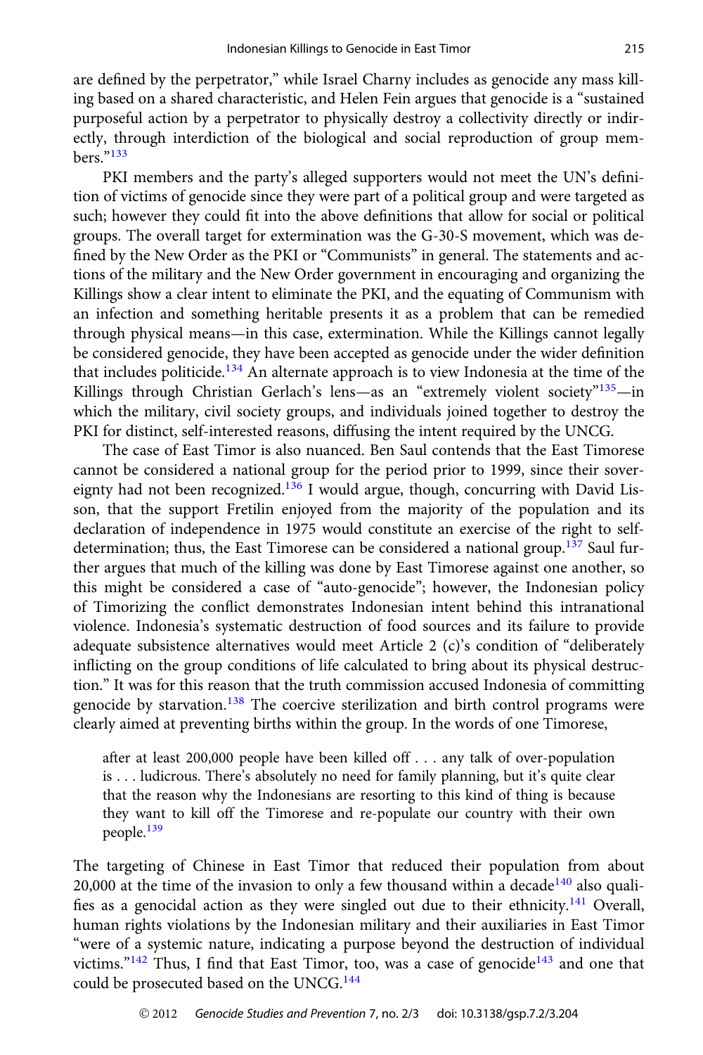are defined by the perpetrator," while Israel Charny includes as genocide any mass killing based on a shared characteristic, and Helen Fein argues that genocide is a "sustained purposeful action by a perpetrator to physically destroy a collectivity directly or indirectly, through interdiction of the biological and social reproduction of group members."[133]

PKI members and the party's alleged supporters would not meet the UN's definition of victims of genocide since they were part of a political group and were targeted as such; however they could fit into the above definitions that allow for social or political groups. The overall target for extermination was the G-30-S movement, which was defined by the New Order as the PKI or "Communists" in general. The statements and actions of the military and the New Order government in encouraging and organizing the Killings show a clear intent to eliminate the PKI, and the equating of Communism with an infection and something heritable presents it as a problem that can be remedied through physical means—in this case, extermination. While the Killings cannot legally be considered genocide, they have been accepted as genocide under the wider definition that includes politicide.[134] An alternate approach is to view Indonesia at the time of the Killings through Christian Gerlach's lens—as an "extremely violent society"[135]—in which the military, civil society groups, and individuals joined together to destroy the PKI for distinct, self-interested reasons, diffusing the intent required by the UNCG.

The case of East Timor is also nuanced. Ben Saul contends that the East Timorese cannot be considered a national group for the period prior to 1999, since their sovereignty had not been recognized.[136] I would argue, though, concurring with David Lisson, that the support Fretilin enjoyed from the majority of the population and its declaration of independence in 1975 would constitute an exercise of the right to self-determination; thus, the East Timorese can be considered a national group.[137] Saul further argues that much of the killing was done by East Timorese against one another, so this might be considered a case of "auto-genocide"; however, the Indonesian policy of Timorizing the conflict demonstrates Indonesian intent behind this intranational violence. Indonesia's systematic destruction of food sources and its failure to provide adequate subsistence alternatives would meet Article 2 (c)'s condition of "deliberately inflicting on the group conditions of life calculated to bring about its physical destruction." It was for this reason that the truth commission accused Indonesia of committing genocide by starvation.[138] The coercive sterilization and birth control programs were clearly aimed at preventing births within the group. In the words of one Timorese,

> after at least 200,000 people have been killed off . . . any talk of over-population is . . . ludicrous. There's absolutely no need for family planning, but it's quite clear that the reason why the Indonesians are resorting to this kind of thing is because they want to kill off the Timorese and re-populate our country with their own people.[139]

The targeting of Chinese in East Timor that reduced their population from about 20,000 at the time of the invasion to only a few thousand within a decade[140] also qualifies as a genocidal action as they were singled out due to their ethnicity.[141] Overall, human rights violations by the Indonesian military and their auxiliaries in East Timor "were of a systemic nature, indicating a purpose beyond the destruction of individual victims."[142] Thus, I find that East Timor, too, was a case of genocide[143] and one that could be prosecuted based on the UNCG.[144]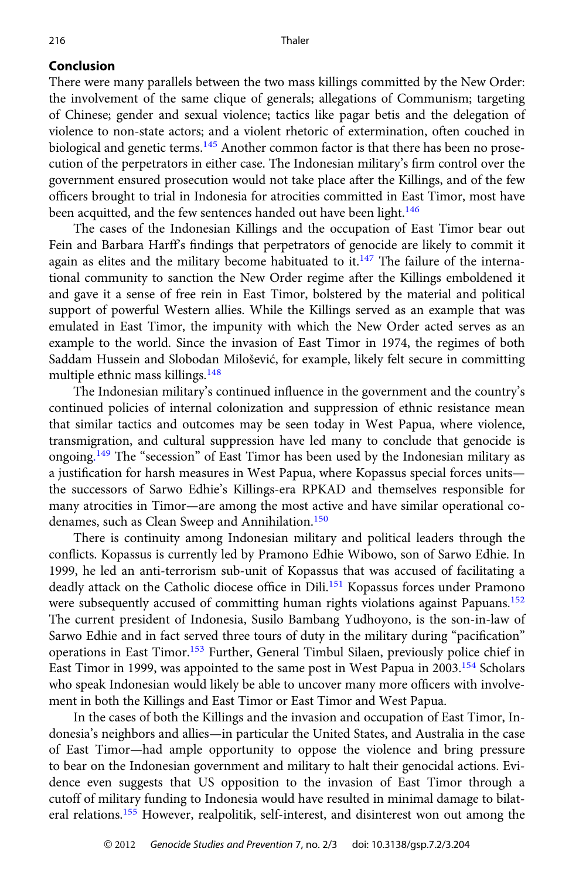## Conclusion

There were many parallels between the two mass killings committed by the New Order: the involvement of the same clique of generals; allegations of Communism; targeting of Chinese; gender and sexual violence; tactics like pagar betis and the delegation of violence to non-state actors; and a violent rhetoric of extermination, often couched in biological and genetic terms.[145] Another common factor is that there has been no prosecution of the perpetrators in either case. The Indonesian military's firm control over the government ensured prosecution would not take place after the Killings, and of the few officers brought to trial in Indonesia for atrocities committed in East Timor, most have been acquitted, and the few sentences handed out have been light.[146]

The cases of the Indonesian Killings and the occupation of East Timor bear out Fein and Barbara Harff's findings that perpetrators of genocide are likely to commit it again as elites and the military become habituated to it.[147] The failure of the international community to sanction the New Order regime after the Killings emboldened it and gave it a sense of free rein in East Timor, bolstered by the material and political support of powerful Western allies. While the Killings served as an example that was emulated in East Timor, the impunity with which the New Order acted serves as an example to the world. Since the invasion of East Timor in 1974, the regimes of both Saddam Hussein and Slobodan Milošević, for example, likely felt secure in committing multiple ethnic mass killings.[148]

The Indonesian military's continued influence in the government and the country's continued policies of internal colonization and suppression of ethnic resistance mean that similar tactics and outcomes may be seen today in West Papua, where violence, transmigration, and cultural suppression have led many to conclude that genocide is ongoing.[149] The "secession" of East Timor has been used by the Indonesian military as a justification for harsh measures in West Papua, where Kopassus special forces units—the successors of Sarwo Edhie's Killings-era RPKAD and themselves responsible for many atrocities in Timor—are among the most active and have similar operational codenames, such as Clean Sweep and Annihilation.[150]

There is continuity among Indonesian military and political leaders through the conflicts. Kopassus is currently led by Pramono Edhie Wibowo, son of Sarwo Edhie. In 1999, he led an anti-terrorism sub-unit of Kopassus that was accused of facilitating a deadly attack on the Catholic diocese office in Dili.[151] Kopassus forces under Pramono were subsequently accused of committing human rights violations against Papuans.[152] The current president of Indonesia, Susilo Bambang Yudhoyono, is the son-in-law of Sarwo Edhie and in fact served three tours of duty in the military during "pacification" operations in East Timor.[153] Further, General Timbul Silaen, previously police chief in East Timor in 1999, was appointed to the same post in West Papua in 2003.[154] Scholars who speak Indonesian would likely be able to uncover many more officers with involvement in both the Killings and East Timor or East Timor and West Papua.

In the cases of both the Killings and the invasion and occupation of East Timor, Indonesia's neighbors and allies—in particular the United States, and Australia in the case of East Timor—had ample opportunity to oppose the violence and bring pressure to bear on the Indonesian government and military to halt their genocidal actions. Evidence even suggests that US opposition to the invasion of East Timor through a cutoff of military funding to Indonesia would have resulted in minimal damage to bilateral relations.[155] However, realpolitik, self-interest, and disinterest won out among the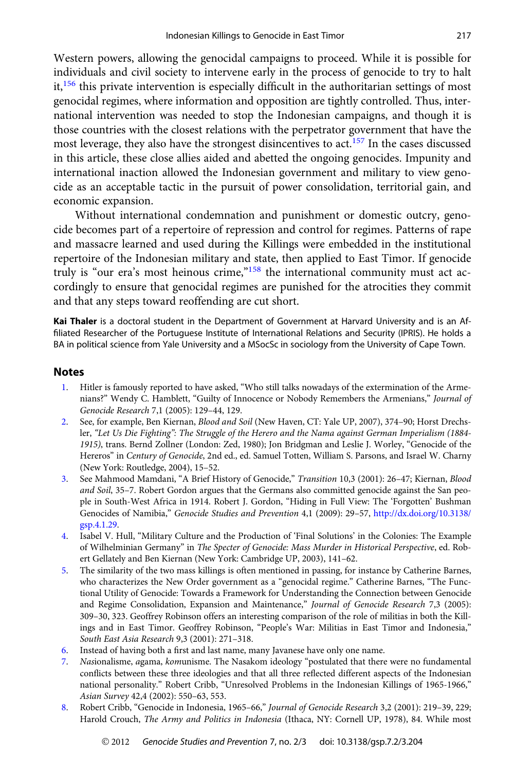Western powers, allowing the genocidal campaigns to proceed. While it is possible for individuals and civil society to intervene early in the process of genocide to try to halt it,[156] this private intervention is especially difficult in the authoritarian settings of most genocidal regimes, where information and opposition are tightly controlled. Thus, international intervention was needed to stop the Indonesian campaigns, and though it is those countries with the closest relations with the perpetrator government that have the most leverage, they also have the strongest disincentives to act.[157] In the cases discussed in this article, these close allies aided and abetted the ongoing genocides. Impunity and international inaction allowed the Indonesian government and military to view genocide as an acceptable tactic in the pursuit of power consolidation, territorial gain, and economic expansion.

Without international condemnation and punishment or domestic outcry, genocide becomes part of a repertoire of repression and control for regimes. Patterns of rape and massacre learned and used during the Killings were embedded in the institutional repertoire of the Indonesian military and state, then applied to East Timor. If genocide truly is "our era's most heinous crime,"[158] the international community must act accordingly to ensure that genocidal regimes are punished for the atrocities they commit and that any steps toward reoffending are cut short.

**Kai Thaler** is a doctoral student in the Department of Government at Harvard University and is an Affiliated Researcher of the Portuguese Institute of International Relations and Security (IPRIS). He holds a BA in political science from Yale University and a MSocSc in sociology from the University of Cape Town.

## Notes

1. Hitler is famously reported to have asked, "Who still talks nowadays of the extermination of the Armenians?" Wendy C. Hamblett, "Guilty of Innocence or Nobody Remembers the Armenians," *Journal of Genocide Research* 7,1 (2005): 129–44, 129.
2. See, for example, Ben Kiernan, *Blood and Soil* (New Haven, CT: Yale UP, 2007), 374–90; Horst Drechsler, *"Let Us Die Fighting": The Struggle of the Herero and the Nama against German Imperialism (1884-1915)*, trans. Bernd Zollner (London: Zed, 1980); Jon Bridgman and Leslie J. Worley, "Genocide of the Hereros" in *Century of Genocide*, 2nd ed., ed. Samuel Totten, William S. Parsons, and Israel W. Charny (New York: Routledge, 2004), 15–52.
3. See Mahmood Mamdani, "A Brief History of Genocide," *Transition* 10,3 (2001): 26–47; Kiernan, *Blood and Soil*, 35–7. Robert Gordon argues that the Germans also committed genocide against the San people in South-West Africa in 1914. Robert J. Gordon, "Hiding in Full View: The 'Forgotten' Bushman Genocides of Namibia," *Genocide Studies and Prevention* 4,1 (2009): 29–57, http://dx.doi.org/10.3138/gsp.4.1.29.
4. Isabel V. Hull, "Military Culture and the Production of 'Final Solutions' in the Colonies: The Example of Wilhelminian Germany" in *The Specter of Genocide: Mass Murder in Historical Perspective*, ed. Robert Gellately and Ben Kiernan (New York: Cambridge UP, 2003), 141–62.
5. The similarity of the two mass killings is often mentioned in passing, for instance by Catherine Barnes, who characterizes the New Order government as a "genocidal regime." Catherine Barnes, "The Functional Utility of Genocide: Towards a Framework for Understanding the Connection between Genocide and Regime Consolidation, Expansion and Maintenance," *Journal of Genocide Research* 7,3 (2005): 309–30, 323. Geoffrey Robinson offers an interesting comparison of the role of militias in both the Killings and in East Timor. Geoffrey Robinson, "People's War: Militias in East Timor and Indonesia," *South East Asia Research* 9,3 (2001): 271–318.
6. Instead of having both a first and last name, many Javanese have only one name.
7. *Nas*ionalisme, *a*gama, *kom*unisme. The Nasakom ideology "postulated that there were no fundamental conflicts between these three ideologies and that all three reflected different aspects of the Indonesian national personality." Robert Cribb, "Unresolved Problems in the Indonesian Killings of 1965-1966," *Asian Survey* 42,4 (2002): 550–63, 553.
8. Robert Cribb, "Genocide in Indonesia, 1965–66," *Journal of Genocide Research* 3,2 (2001): 219–39, 229; Harold Crouch, *The Army and Politics in Indonesia* (Ithaca, NY: Cornell UP, 1978), 84. While most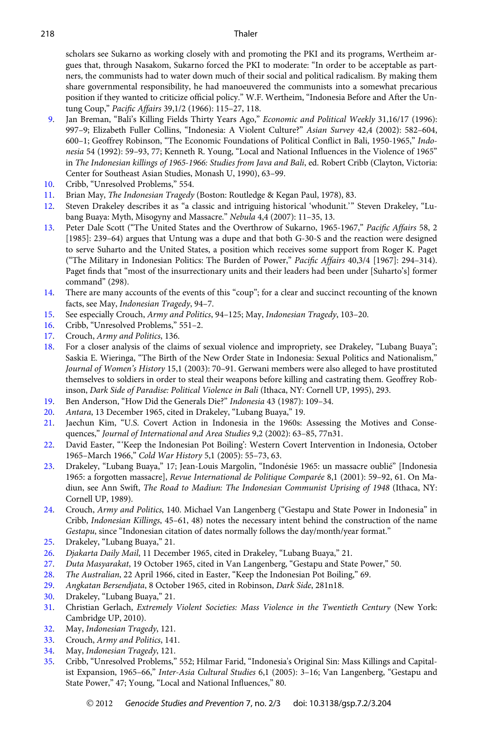scholars see Sukarno as working closely with and promoting the PKI and its programs, Wertheim argues that, through Nasakom, Sukarno forced the PKI to moderate: "In order to be acceptable as partners, the communists had to water down much of their social and political radicalism. By making them share governmental responsibility, he had manoeuvered the communists into a somewhat precarious position if they wanted to criticize official policy." W.F. Wertheim, "Indonesia Before and After the Untung Coup," *Pacific Affairs* 39,1/2 (1966): 115–27, 118.

9. Jan Breman, "Bali's Killing Fields Thirty Years Ago," *Economic and Political Weekly* 31,16/17 (1996): 997–9; Elizabeth Fuller Collins, "Indonesia: A Violent Culture?" *Asian Survey* 42,4 (2002): 582–604, 600–1; Geoffrey Robinson, "The Economic Foundations of Political Conflict in Bali, 1950-1965," *Indonesia* 54 (1992): 59–93, 77; Kenneth R. Young, "Local and National Influences in the Violence of 1965" in *The Indonesian killings of 1965-1966: Studies from Java and Bali*, ed. Robert Cribb (Clayton, Victoria: Center for Southeast Asian Studies, Monash U, 1990), 63–99.
10. Cribb, "Unresolved Problems," 554.
11. Brian May, *The Indonesian Tragedy* (Boston: Routledge & Kegan Paul, 1978), 83.
12. Steven Drakeley describes it as "a classic and intriguing historical 'whodunit.'" Steven Drakeley, "Lubang Buaya: Myth, Misogyny and Massacre." *Nebula* 4,4 (2007): 11–35, 13.
13. Peter Dale Scott ("The United States and the Overthrow of Sukarno, 1965-1967," *Pacific Affairs* 58, 2 [1985]: 239–64) argues that Untung was a dupe and that both G-30-S and the reaction were designed to serve Suharto and the United States, a position which receives some support from Roger K. Paget ("The Military in Indonesian Politics: The Burden of Power," *Pacific Affairs* 40,3/4 [1967]: 294–314). Paget finds that "most of the insurrectionary units and their leaders had been under [Suharto's] former command" (298).
14. There are many accounts of the events of this "coup"; for a clear and succinct recounting of the known facts, see May, *Indonesian Tragedy*, 94–7.
15. See especially Crouch, *Army and Politics*, 94–125; May, *Indonesian Tragedy*, 103–20.
16. Cribb, "Unresolved Problems," 551–2.
17. Crouch, *Army and Politics*, 136.
18. For a closer analysis of the claims of sexual violence and impropriety, see Drakeley, "Lubang Buaya"; Saskia E. Wieringa, "The Birth of the New Order State in Indonesia: Sexual Politics and Nationalism," *Journal of Women's History* 15,1 (2003): 70–91. Gerwani members were also alleged to have prostituted themselves to soldiers in order to steal their weapons before killing and castrating them. Geoffrey Robinson, *Dark Side of Paradise: Political Violence in Bali* (Ithaca, NY: Cornell UP, 1995), 293.
19. Ben Anderson, "How Did the Generals Die?" *Indonesia* 43 (1987): 109–34.
20. *Antara*, 13 December 1965, cited in Drakeley, "Lubang Buaya," 19.
21. Jaechun Kim, "U.S. Covert Action in Indonesia in the 1960s: Assessing the Motives and Consequences," *Journal of International and Area Studies* 9,2 (2002): 63–85, 77n31.
22. David Easter, "'Keep the Indonesian Pot Boiling': Western Covert Intervention in Indonesia, October 1965–March 1966," *Cold War History* 5,1 (2005): 55–73, 63.
23. Drakeley, "Lubang Buaya," 17; Jean-Louis Margolin, "Indonésie 1965: un massacre oublié" [Indonesia 1965: a forgotten massacre], *Revue International de Politique Comparée* 8,1 (2001): 59–92, 61. On Madiun, see Ann Swift, *The Road to Madiun: The Indonesian Communist Uprising of 1948* (Ithaca, NY: Cornell UP, 1989).
24. Crouch, *Army and Politics*, 140. Michael Van Langenberg ("Gestapu and State Power in Indonesia" in Cribb, *Indonesian Killings*, 45–61, 48) notes the necessary intent behind the construction of the name *Gestapu*, since "Indonesian citation of dates normally follows the day/month/year format."
25. Drakeley, "Lubang Buaya," 21.
26. *Djakarta Daily Mail*, 11 December 1965, cited in Drakeley, "Lubang Buaya," 21.
27. *Duta Masyarakat*, 19 October 1965, cited in Van Langenberg, "Gestapu and State Power," 50.
28. *The Australian*, 22 April 1966, cited in Easter, "Keep the Indonesian Pot Boiling," 69.
29. *Angkatan Bersendjata*, 8 October 1965, cited in Robinson, *Dark Side*, 281n18.
30. Drakeley, "Lubang Buaya," 21.
31. Christian Gerlach, *Extremely Violent Societies: Mass Violence in the Twentieth Century* (New York: Cambridge UP, 2010).
32. May, *Indonesian Tragedy*, 121.
33. Crouch, *Army and Politics*, 141.
34. May, *Indonesian Tragedy*, 121.
35. Cribb, "Unresolved Problems," 552; Hilmar Farid, "Indonesia's Original Sin: Mass Killings and Capitalist Expansion, 1965–66," *Inter-Asia Cultural Studies* 6,1 (2005): 3–16; Van Langenberg, "Gestapu and State Power," 47; Young, "Local and National Influences," 80.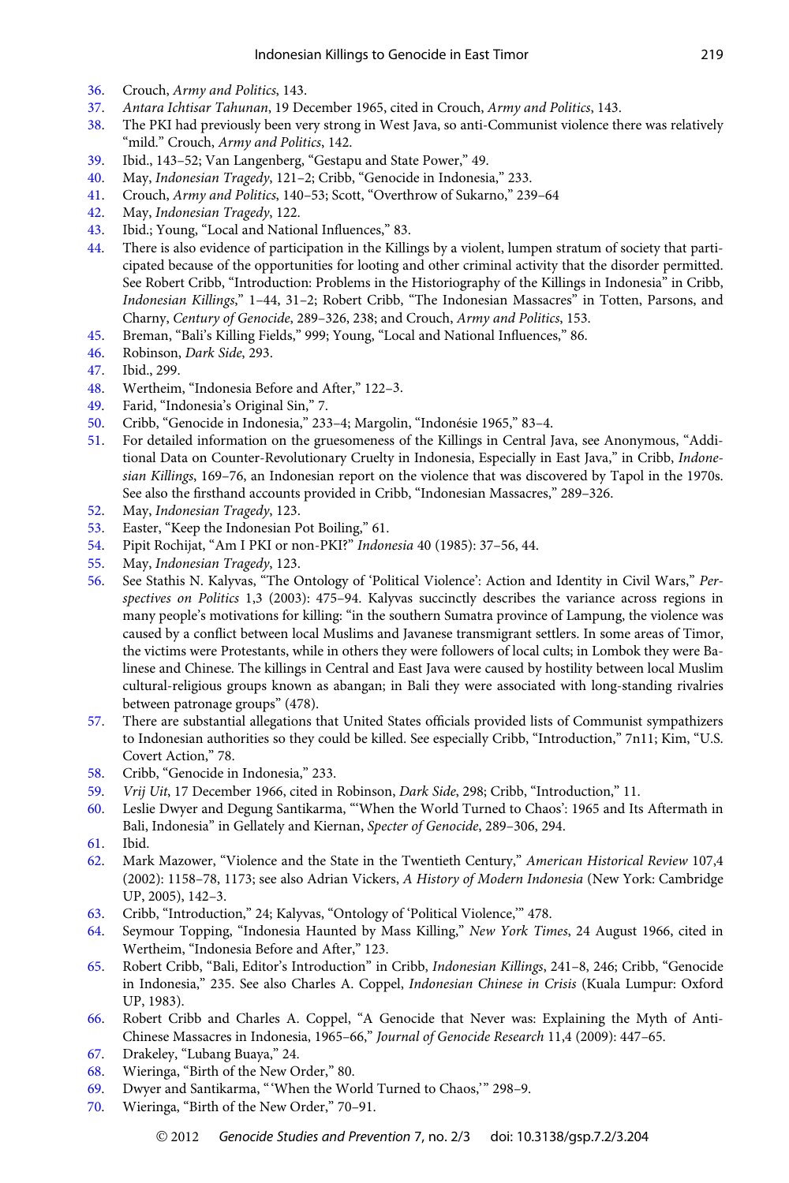36. Crouch, *Army and Politics*, 143.
37. *Antara Ichtisar Tahunan*, 19 December 1965, cited in Crouch, *Army and Politics*, 143.
38. The PKI had previously been very strong in West Java, so anti-Communist violence there was relatively "mild." Crouch, *Army and Politics*, 142.
39. Ibid., 143–52; Van Langenberg, "Gestapu and State Power," 49.
40. May, *Indonesian Tragedy*, 121–2; Cribb, "Genocide in Indonesia," 233.
41. Crouch, *Army and Politics*, 140–53; Scott, "Overthrow of Sukarno," 239–64
42. May, *Indonesian Tragedy*, 122.
43. Ibid.; Young, "Local and National Influences," 83.
44. There is also evidence of participation in the Killings by a violent, lumpen stratum of society that participated because of the opportunities for looting and other criminal activity that the disorder permitted. See Robert Cribb, "Introduction: Problems in the Historiography of the Killings in Indonesia" in Cribb, *Indonesian Killings*," 1–44, 31–2; Robert Cribb, "The Indonesian Massacres" in Totten, Parsons, and Charny, *Century of Genocide*, 289–326, 238; and Crouch, *Army and Politics*, 153.
45. Breman, "Bali's Killing Fields," 999; Young, "Local and National Influences," 86.
46. Robinson, *Dark Side*, 293.
47. Ibid., 299.
48. Wertheim, "Indonesia Before and After," 122–3.
49. Farid, "Indonesia's Original Sin," 7.
50. Cribb, "Genocide in Indonesia," 233–4; Margolin, "Indonésie 1965," 83–4.
51. For detailed information on the gruesomeness of the Killings in Central Java, see Anonymous, "Additional Data on Counter-Revolutionary Cruelty in Indonesia, Especially in East Java," in Cribb, *Indonesian Killings*, 169–76, an Indonesian report on the violence that was discovered by Tapol in the 1970s. See also the firsthand accounts provided in Cribb, "Indonesian Massacres," 289–326.
52. May, *Indonesian Tragedy*, 123.
53. Easter, "Keep the Indonesian Pot Boiling," 61.
54. Pipit Rochijat, "Am I PKI or non-PKI?" *Indonesia* 40 (1985): 37–56, 44.
55. May, *Indonesian Tragedy*, 123.
56. See Stathis N. Kalyvas, "The Ontology of 'Political Violence': Action and Identity in Civil Wars," *Perspectives on Politics* 1,3 (2003): 475–94. Kalyvas succinctly describes the variance across regions in many people's motivations for killing: "in the southern Sumatra province of Lampung, the violence was caused by a conflict between local Muslims and Javanese transmigrant settlers. In some areas of Timor, the victims were Protestants, while in others they were followers of local cults; in Lombok they were Balinese and Chinese. The killings in Central and East Java were caused by hostility between local Muslim cultural-religious groups known as abangan; in Bali they were associated with long-standing rivalries between patronage groups" (478).
57. There are substantial allegations that United States officials provided lists of Communist sympathizers to Indonesian authorities so they could be killed. See especially Cribb, "Introduction," 7n11; Kim, "U.S. Covert Action," 78.
58. Cribb, "Genocide in Indonesia," 233.
59. *Vrij Uit*, 17 December 1966, cited in Robinson, *Dark Side*, 298; Cribb, "Introduction," 11.
60. Leslie Dwyer and Degung Santikarma, "'When the World Turned to Chaos': 1965 and Its Aftermath in Bali, Indonesia" in Gellately and Kiernan, *Specter of Genocide*, 289–306, 294.
61. Ibid.
62. Mark Mazower, "Violence and the State in the Twentieth Century," *American Historical Review* 107,4 (2002): 1158–78, 1173; see also Adrian Vickers, *A History of Modern Indonesia* (New York: Cambridge UP, 2005), 142–3.
63. Cribb, "Introduction," 24; Kalyvas, "Ontology of 'Political Violence,'" 478.
64. Seymour Topping, "Indonesia Haunted by Mass Killing," *New York Times*, 24 August 1966, cited in Wertheim, "Indonesia Before and After," 123.
65. Robert Cribb, "Bali, Editor's Introduction" in Cribb, *Indonesian Killings*, 241–8, 246; Cribb, "Genocide in Indonesia," 235. See also Charles A. Coppel, *Indonesian Chinese in Crisis* (Kuala Lumpur: Oxford UP, 1983).
66. Robert Cribb and Charles A. Coppel, "A Genocide that Never was: Explaining the Myth of Anti-Chinese Massacres in Indonesia, 1965–66," *Journal of Genocide Research* 11,4 (2009): 447–65.
67. Drakeley, "Lubang Buaya," 24.
68. Wieringa, "Birth of the New Order," 80.
69. Dwyer and Santikarma, "'When the World Turned to Chaos,'" 298–9.
70. Wieringa, "Birth of the New Order," 70–91.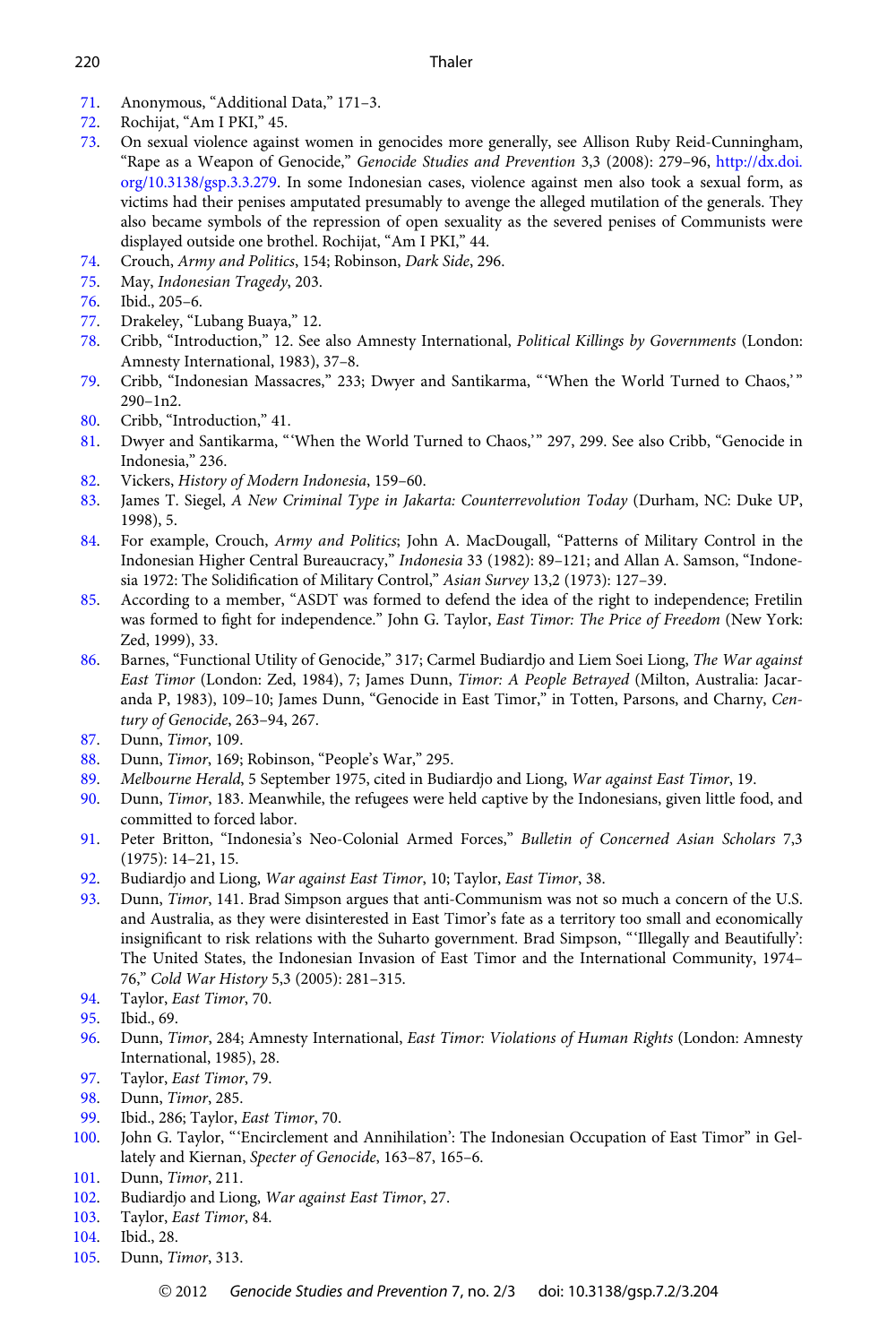71. Anonymous, "Additional Data," 171–3.
72. Rochijat, "Am I PKI," 45.
73. On sexual violence against women in genocides more generally, see Allison Ruby Reid-Cunningham, "Rape as a Weapon of Genocide," *Genocide Studies and Prevention* 3,3 (2008): 279–96, http://dx.doi.org/10.3138/gsp.3.3.279. In some Indonesian cases, violence against men also took a sexual form, as victims had their penises amputated presumably to avenge the alleged mutilation of the generals. They also became symbols of the repression of open sexuality as the severed penises of Communists were displayed outside one brothel. Rochijat, "Am I PKI," 44.
74. Crouch, *Army and Politics*, 154; Robinson, *Dark Side*, 296.
75. May, *Indonesian Tragedy*, 203.
76. Ibid., 205–6.
77. Drakeley, "Lubang Buaya," 12.
78. Cribb, "Introduction," 12. See also Amnesty International, *Political Killings by Governments* (London: Amnesty International, 1983), 37–8.
79. Cribb, "Indonesian Massacres," 233; Dwyer and Santikarma, "'When the World Turned to Chaos,'" 290–1n2.
80. Cribb, "Introduction," 41.
81. Dwyer and Santikarma, "'When the World Turned to Chaos,'" 297, 299. See also Cribb, "Genocide in Indonesia," 236.
82. Vickers, *History of Modern Indonesia*, 159–60.
83. James T. Siegel, *A New Criminal Type in Jakarta: Counterrevolution Today* (Durham, NC: Duke UP, 1998), 5.
84. For example, Crouch, *Army and Politics*; John A. MacDougall, "Patterns of Military Control in the Indonesian Higher Central Bureaucracy," *Indonesia* 33 (1982): 89–121; and Allan A. Samson, "Indonesia 1972: The Solidification of Military Control," *Asian Survey* 13,2 (1973): 127–39.
85. According to a member, "ASDT was formed to defend the idea of the right to independence; Fretilin was formed to fight for independence." John G. Taylor, *East Timor: The Price of Freedom* (New York: Zed, 1999), 33.
86. Barnes, "Functional Utility of Genocide," 317; Carmel Budiardjo and Liem Soei Liong, *The War against East Timor* (London: Zed, 1984), 7; James Dunn, *Timor: A People Betrayed* (Milton, Australia: Jacaranda P, 1983), 109–10; James Dunn, "Genocide in East Timor," in Totten, Parsons, and Charny, *Century of Genocide*, 263–94, 267.
87. Dunn, *Timor*, 109.
88. Dunn, *Timor*, 169; Robinson, "People's War," 295.
89. *Melbourne Herald*, 5 September 1975, cited in Budiardjo and Liong, *War against East Timor*, 19.
90. Dunn, *Timor*, 183. Meanwhile, the refugees were held captive by the Indonesians, given little food, and committed to forced labor.
91. Peter Britton, "Indonesia's Neo-Colonial Armed Forces," *Bulletin of Concerned Asian Scholars* 7,3 (1975): 14–21, 15.
92. Budiardjo and Liong, *War against East Timor*, 10; Taylor, *East Timor*, 38.
93. Dunn, *Timor*, 141. Brad Simpson argues that anti-Communism was not so much a concern of the U.S. and Australia, as they were disinterested in East Timor's fate as a territory too small and economically insignificant to risk relations with the Suharto government. Brad Simpson, "'Illegally and Beautifully': The United States, the Indonesian Invasion of East Timor and the International Community, 1974–76," *Cold War History* 5,3 (2005): 281–315.
94. Taylor, *East Timor*, 70.
95. Ibid., 69.
96. Dunn, *Timor*, 284; Amnesty International, *East Timor: Violations of Human Rights* (London: Amnesty International, 1985), 28.
97. Taylor, *East Timor*, 79.
98. Dunn, *Timor*, 285.
99. Ibid., 286; Taylor, *East Timor*, 70.
100. John G. Taylor, "'Encirclement and Annihilation': The Indonesian Occupation of East Timor" in Gellately and Kiernan, *Specter of Genocide*, 163–87, 165–6.
101. Dunn, *Timor*, 211.
102. Budiardjo and Liong, *War against East Timor*, 27.
103. Taylor, *East Timor*, 84.
104. Ibid., 28.
105. Dunn, *Timor*, 313.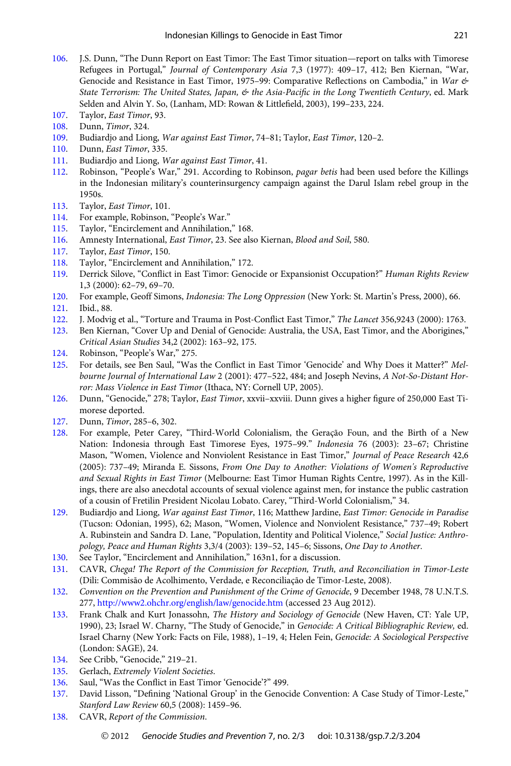106. J.S. Dunn, "The Dunn Report on East Timor: The East Timor situation—report on talks with Timorese Refugees in Portugal," *Journal of Contemporary Asia* 7,3 (1977): 409–17, 412; Ben Kiernan, "War, Genocide and Resistance in East Timor, 1975–99: Comparative Reflections on Cambodia," in *War & State Terrorism: The United States, Japan, & the Asia-Pacific in the Long Twentieth Century*, ed. Mark Selden and Alvin Y. So, (Lanham, MD: Rowan & Littlefield, 2003), 199–233, 224.
107. Taylor, *East Timor*, 93.
108. Dunn, *Timor*, 324.
109. Budiardjo and Liong, *War against East Timor*, 74–81; Taylor, *East Timor*, 120–2.
110. Dunn, *East Timor*, 335.
111. Budiardjo and Liong, *War against East Timor*, 41.
112. Robinson, "People's War," 291. According to Robinson, *pagar betis* had been used before the Killings in the Indonesian military's counterinsurgency campaign against the Darul Islam rebel group in the 1950s.
113. Taylor, *East Timor*, 101.
114. For example, Robinson, "People's War."
115. Taylor, "Encirclement and Annihilation," 168.
116. Amnesty International, *East Timor*, 23. See also Kiernan, *Blood and Soil*, 580.
117. Taylor, *East Timor*, 150.
118. Taylor, "Encirclement and Annihilation," 172.
119. Derrick Silove, "Conflict in East Timor: Genocide or Expansionist Occupation?" *Human Rights Review* 1,3 (2000): 62–79, 69–70.
120. For example, Geoff Simons, *Indonesia: The Long Oppression* (New York: St. Martin's Press, 2000), 66.
121. Ibid., 88.
122. J. Modvig et al., "Torture and Trauma in Post-Conflict East Timor," *The Lancet* 356,9243 (2000): 1763.
123. Ben Kiernan, "Cover Up and Denial of Genocide: Australia, the USA, East Timor, and the Aborigines," *Critical Asian Studies* 34,2 (2002): 163–92, 175.
124. Robinson, "People's War," 275.
125. For details, see Ben Saul, "Was the Conflict in East Timor 'Genocide' and Why Does it Matter?" *Melbourne Journal of International Law* 2 (2001): 477–522, 484; and Joseph Nevins, *A Not-So-Distant Horror: Mass Violence in East Timor* (Ithaca, NY: Cornell UP, 2005).
126. Dunn, "Genocide," 278; Taylor, *East Timor*, xxvii–xxviii. Dunn gives a higher figure of 250,000 East Timorese deported.
127. Dunn, *Timor*, 285–6, 302.
128. For example, Peter Carey, "Third-World Colonialism, the Geração Foun, and the Birth of a New Nation: Indonesia through East Timorese Eyes, 1975–99." *Indonesia* 76 (2003): 23–67; Christine Mason, "Women, Violence and Nonviolent Resistance in East Timor," *Journal of Peace Research* 42,6 (2005): 737–49; Miranda E. Sissons, *From One Day to Another: Violations of Women's Reproductive and Sexual Rights in East Timor* (Melbourne: East Timor Human Rights Centre, 1997). As in the Killings, there are also anecdotal accounts of sexual violence against men, for instance the public castration of a cousin of Fretilin President Nicolau Lobato. Carey, "Third-World Colonialism," 34.
129. Budiardjo and Liong, *War against East Timor*, 116; Matthew Jardine, *East Timor: Genocide in Paradise* (Tucson: Odonian, 1995), 62; Mason, "Women, Violence and Nonviolent Resistance," 737–49; Robert A. Rubinstein and Sandra D. Lane, "Population, Identity and Political Violence," *Social Justice: Anthropology, Peace and Human Rights* 3,3/4 (2003): 139–52, 145–6; Sissons, *One Day to Another*.
130. See Taylor, "Encirclement and Annihilation," 163n1, for a discussion.
131. CAVR, *Chega! The Report of the Commission for Reception, Truth, and Reconciliation in Timor-Leste* (Dili: Commisão de Acolhimento, Verdade, e Reconciliação de Timor-Leste, 2008).
132. *Convention on the Prevention and Punishment of the Crime of Genocide*, 9 December 1948, 78 U.N.T.S. 277, http://www2.ohchr.org/english/law/genocide.htm (accessed 23 Aug 2012).
133. Frank Chalk and Kurt Jonassohn, *The History and Sociology of Genocide* (New Haven, CT: Yale UP, 1990), 23; Israel W. Charny, "The Study of Genocide," in *Genocide: A Critical Bibliographic Review,* ed. Israel Charny (New York: Facts on File, 1988), 1–19, 4; Helen Fein, *Genocide: A Sociological Perspective* (London: SAGE), 24.
134. See Cribb, "Genocide," 219–21.
135. Gerlach, *Extremely Violent Societies*.
136. Saul, "Was the Conflict in East Timor 'Genocide'?" 499.
137. David Lisson, "Defining 'National Group' in the Genocide Convention: A Case Study of Timor-Leste," *Stanford Law Review* 60,5 (2008): 1459–96.
138. CAVR, *Report of the Commission*.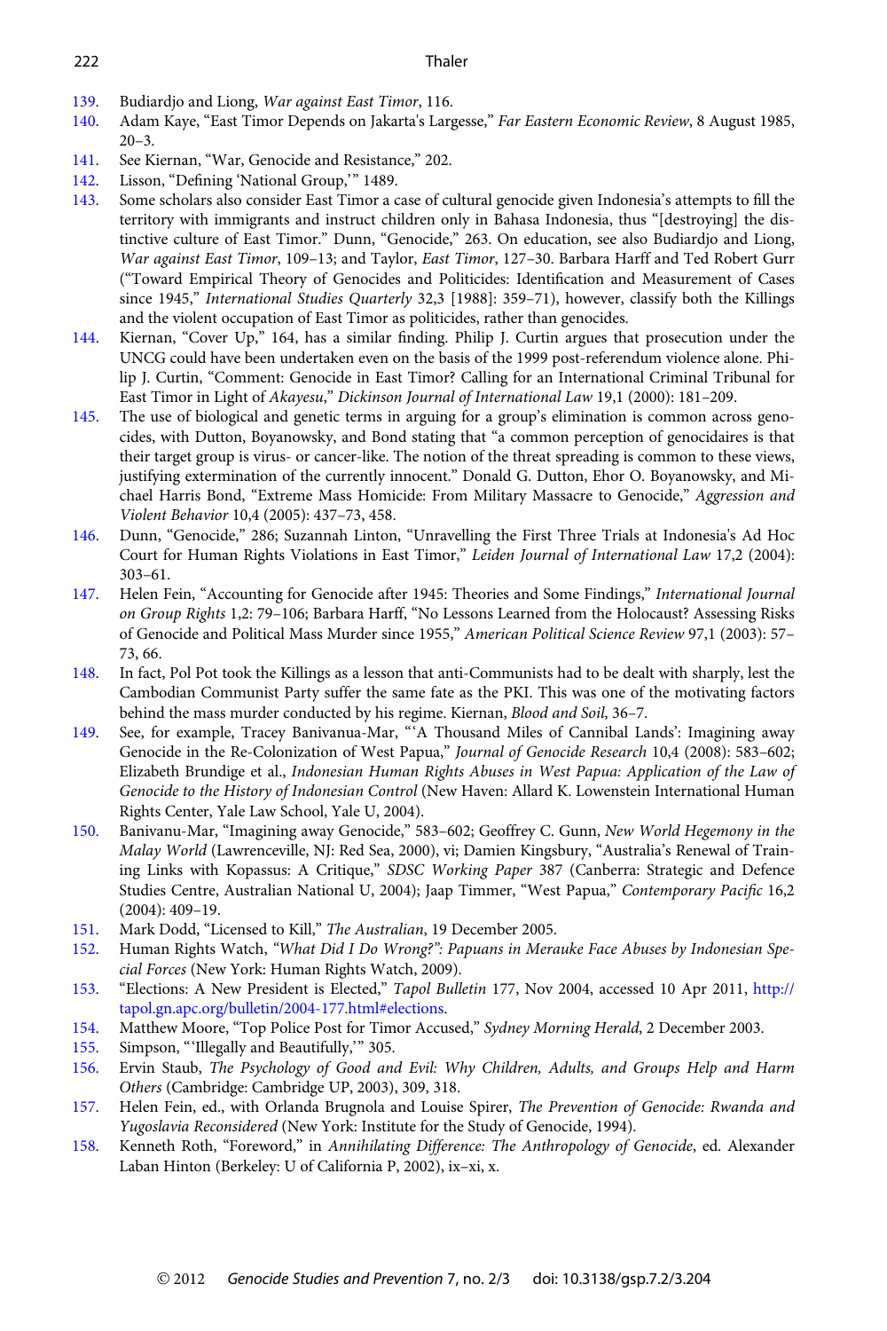139. Budiardjo and Liong, *War against East Timor*, 116.
140. Adam Kaye, "East Timor Depends on Jakarta's Largesse," *Far Eastern Economic Review*, 8 August 1985, 20–3.
141. See Kiernan, "War, Genocide and Resistance," 202.
142. Lisson, "Defining 'National Group,'" 1489.
143. Some scholars also consider East Timor a case of cultural genocide given Indonesia's attempts to fill the territory with immigrants and instruct children only in Bahasa Indonesia, thus "[destroying] the distinctive culture of East Timor." Dunn, "Genocide," 263. On education, see also Budiardjo and Liong, *War against East Timor*, 109–13; and Taylor, *East Timor*, 127–30. Barbara Harff and Ted Robert Gurr ("Toward Empirical Theory of Genocides and Politicides: Identification and Measurement of Cases since 1945," *International Studies Quarterly* 32,3 [1988]: 359–71), however, classify both the Killings and the violent occupation of East Timor as politicides, rather than genocides.
144. Kiernan, "Cover Up," 164, has a similar finding. Philip J. Curtin argues that prosecution under the UNCG could have been undertaken even on the basis of the 1999 post-referendum violence alone. Philip J. Curtin, "Comment: Genocide in East Timor? Calling for an International Criminal Tribunal for East Timor in Light of *Akayesu*," *Dickinson Journal of International Law* 19,1 (2000): 181–209.
145. The use of biological and genetic terms in arguing for a group's elimination is common across genocides, with Dutton, Boyanowsky, and Bond stating that "a common perception of genocidaires is that their target group is virus- or cancer-like. The notion of the threat spreading is common to these views, justifying extermination of the currently innocent." Donald G. Dutton, Ehor O. Boyanowsky, and Michael Harris Bond, "Extreme Mass Homicide: From Military Massacre to Genocide," *Aggression and Violent Behavior* 10,4 (2005): 437–73, 458.
146. Dunn, "Genocide," 286; Suzannah Linton, "Unravelling the First Three Trials at Indonesia's Ad Hoc Court for Human Rights Violations in East Timor," *Leiden Journal of International Law* 17,2 (2004): 303–61.
147. Helen Fein, "Accounting for Genocide after 1945: Theories and Some Findings," *International Journal on Group Rights* 1,2: 79–106; Barbara Harff, "No Lessons Learned from the Holocaust? Assessing Risks of Genocide and Political Mass Murder since 1955," *American Political Science Review* 97,1 (2003): 57–73, 66.
148. In fact, Pol Pot took the Killings as a lesson that anti-Communists had to be dealt with sharply, lest the Cambodian Communist Party suffer the same fate as the PKI. This was one of the motivating factors behind the mass murder conducted by his regime. Kiernan, *Blood and Soil*, 36–7.
149. See, for example, Tracey Banivanua-Mar, "'A Thousand Miles of Cannibal Lands': Imagining away Genocide in the Re-Colonization of West Papua," *Journal of Genocide Research* 10,4 (2008): 583–602; Elizabeth Brundige et al., *Indonesian Human Rights Abuses in West Papua: Application of the Law of Genocide to the History of Indonesian Control* (New Haven: Allard K. Lowenstein International Human Rights Center, Yale Law School, Yale U, 2004).
150. Banivanu-Mar, "Imagining away Genocide," 583–602; Geoffrey C. Gunn, *New World Hegemony in the Malay World* (Lawrenceville, NJ: Red Sea, 2000), vi; Damien Kingsbury, "Australia's Renewal of Training Links with Kopassus: A Critique," *SDSC Working Paper* 387 (Canberra: Strategic and Defence Studies Centre, Australian National U, 2004); Jaap Timmer, "West Papua," *Contemporary Pacific* 16,2 (2004): 409–19.
151. Mark Dodd, "Licensed to Kill," *The Australian*, 19 December 2005.
152. Human Rights Watch, *"What Did I Do Wrong?": Papuans in Merauke Face Abuses by Indonesian Special Forces* (New York: Human Rights Watch, 2009).
153. "Elections: A New President is Elected," *Tapol Bulletin* 177, Nov 2004, accessed 10 Apr 2011, http://tapol.gn.apc.org/bulletin/2004-177.html#elections.
154. Matthew Moore, "Top Police Post for Timor Accused," *Sydney Morning Herald*, 2 December 2003.
155. Simpson, "'Illegally and Beautifully,'" 305.
156. Ervin Staub, *The Psychology of Good and Evil: Why Children, Adults, and Groups Help and Harm Others* (Cambridge: Cambridge UP, 2003), 309, 318.
157. Helen Fein, ed., with Orlanda Brugnola and Louise Spirer, *The Prevention of Genocide: Rwanda and Yugoslavia Reconsidered* (New York: Institute for the Study of Genocide, 1994).
158. Kenneth Roth, "Foreword," in *Annihilating Difference: The Anthropology of Genocide*, ed. Alexander Laban Hinton (Berkeley: U of California P, 2002), ix–xi, x.